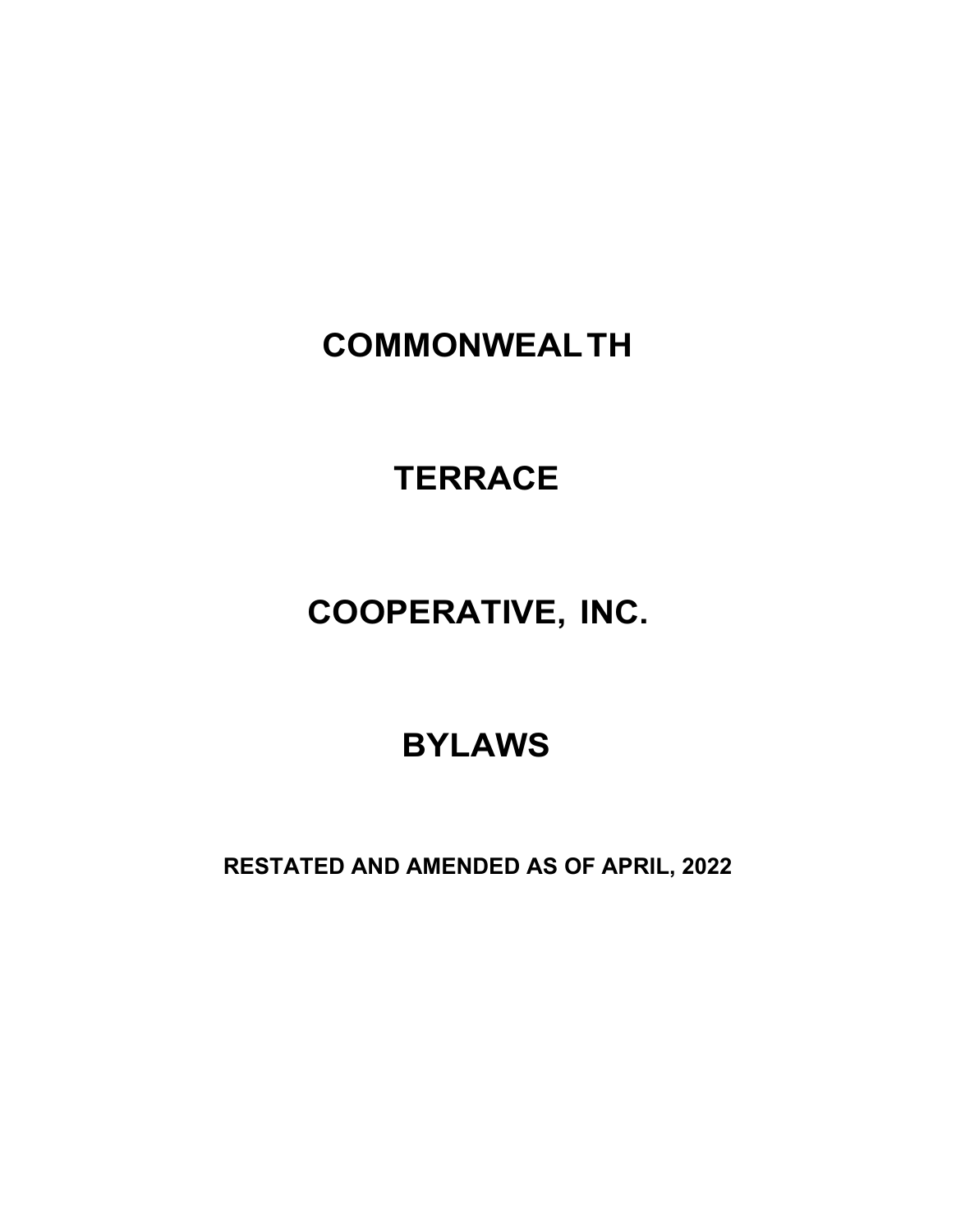# COMMONWEALTH

# TERRACE

# COOPERATIVE, INC.

# BYLAWS

**RESTATED AND AMENDED AS OF APRIL, 2022**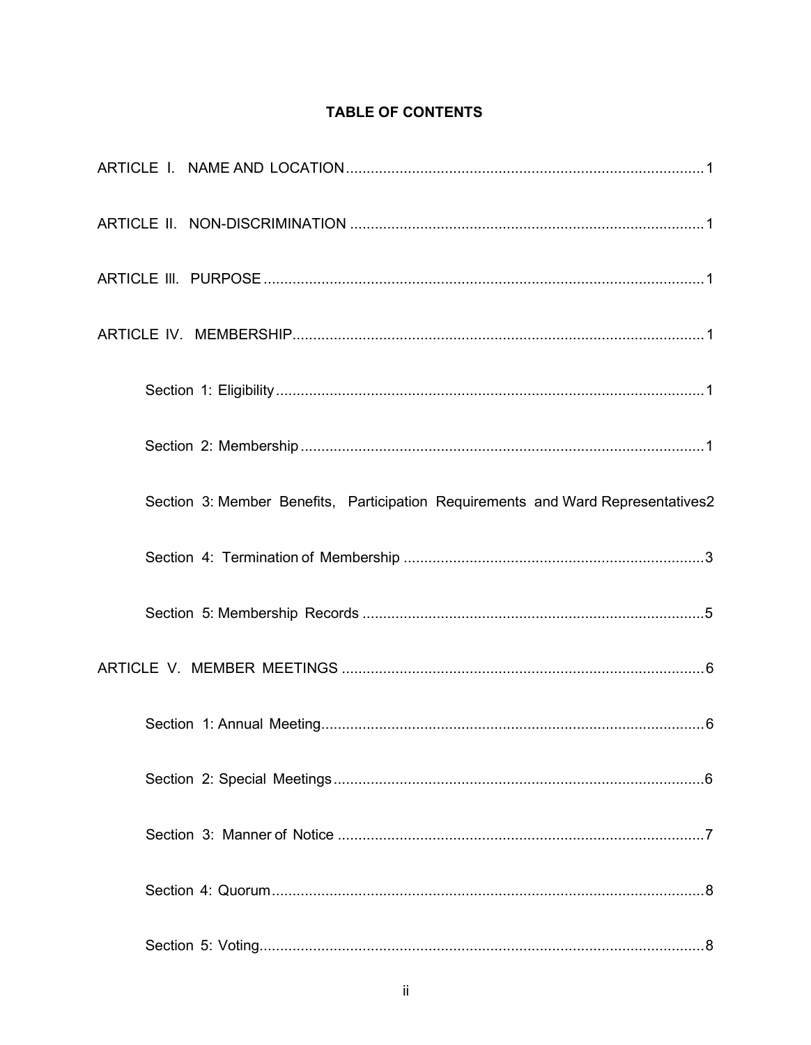**TABLE OF CONTENTS**

ARTICLE I. NAME AND LOCATION .......................................................................................1

ARTICLE II. NON-DISCRIMINATION .....................................................................................1

ARTICLE III. PURPOSE ..........................................................................................................1

ARTICLE IV. MEMBERSHIP....................................................................................................1

Section 1: Eligibility .......................................................................................................1

Section 2: Membership .................................................................................................1

Section 3: Member Benefits, Participation Requirements and Ward Representatives2

Section 4: Termination of Membership .........................................................................3

Section 5: Membership Records ..................................................................................5

ARTICLE V. MEMBER MEETINGS .......................................................................................6

Section 1: Annual Meeting............................................................................................6

Section 2: Special Meetings .........................................................................................6

Section 3: Manner of Notice .........................................................................................7

Section 4: Quorum........................................................................................................8

Section 5: Voting...........................................................................................................8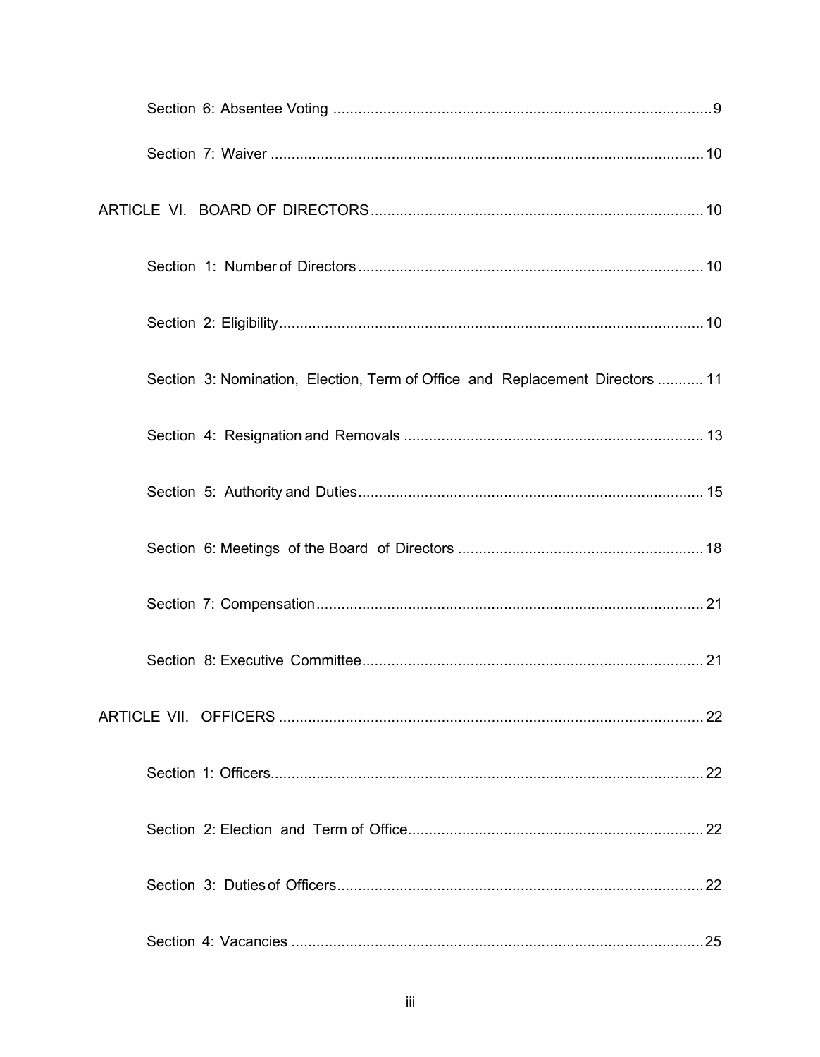Section 6: Absentee Voting .......................................................................................... 9

Section 7: Waiver ....................................................................................................... 10

ARTICLE VI. BOARD OF DIRECTORS ............................................................................... 10

Section 1: Number of Directors ................................................................................. 10

Section 2: Eligibility ..................................................................................................... 10

Section 3: Nomination, Election, Term of Office and Replacement Directors ........... 11

Section 4: Resignation and Removals ....................................................................... 13

Section 5: Authority and Duties .................................................................................. 15

Section 6: Meetings of the Board of Directors ........................................................... 18

Section 7: Compensation ............................................................................................ 21

Section 8: Executive Committee ................................................................................. 21

ARTICLE VII. OFFICERS ..................................................................................................... 22

Section 1: Officers ....................................................................................................... 22

Section 2: Election and Term of Office ...................................................................... 22

Section 3: Duties of Officers ....................................................................................... 22

Section 4: Vacancies .................................................................................................. 25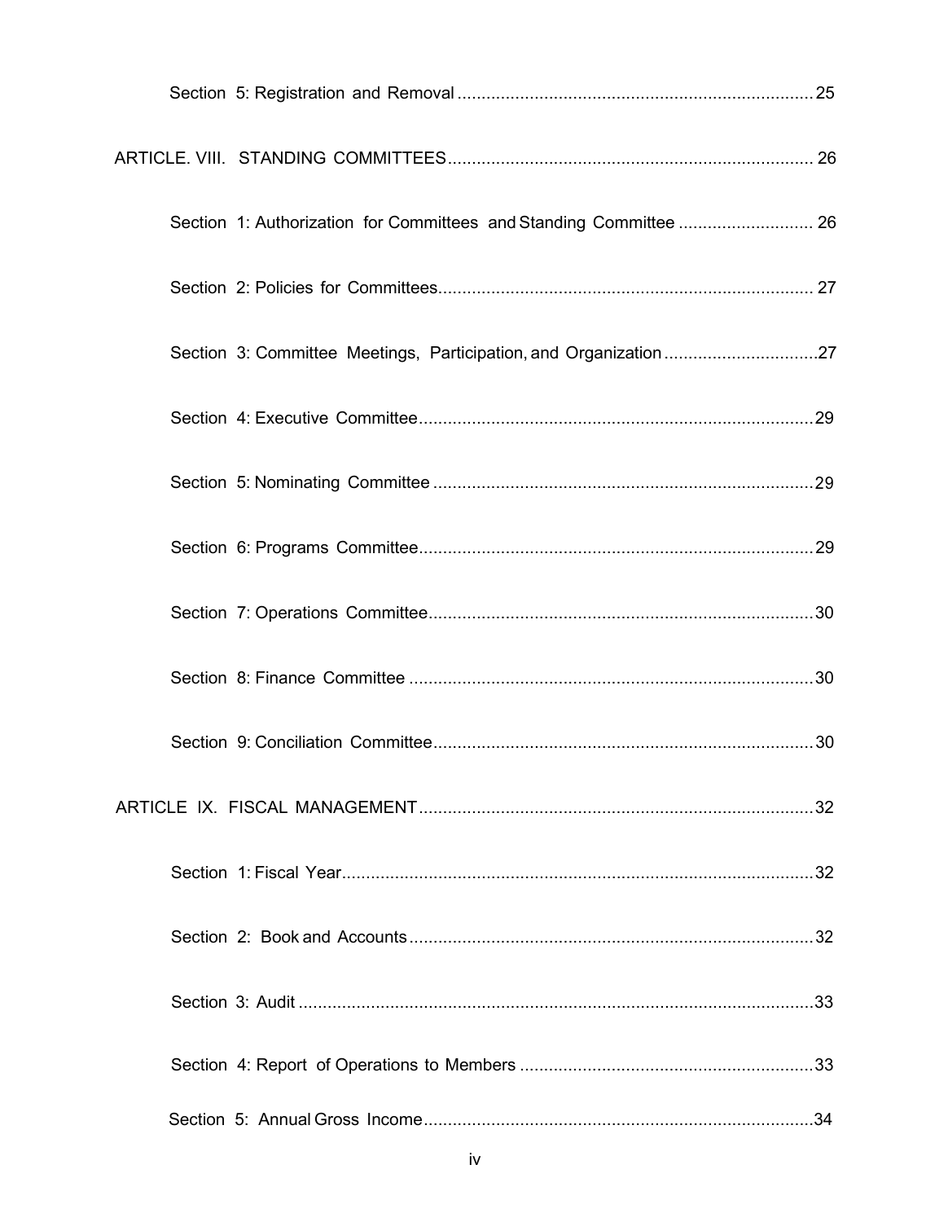Section 5: Registration and Removal ........................................................................ 25

ARTICLE. VIII. STANDING COMMITTEES ........................................................................ 26

Section 1: Authorization for Committees and Standing Committee ............................ 26

Section 2: Policies for Committees ........................................................................ 27

Section 3: Committee Meetings, Participation, and Organization ................................ 27

Section 4: Executive Committee ........................................................................ 29

Section 5: Nominating Committee ........................................................................ 29

Section 6: Programs Committee ........................................................................ 29

Section 7: Operations Committee ........................................................................ 30

Section 8: Finance Committee ........................................................................ 30

Section 9: Conciliation Committee ........................................................................ 30

ARTICLE IX. FISCAL MANAGEMENT ........................................................................ 32

Section 1: Fiscal Year ........................................................................ 32

Section 2: Book and Accounts ........................................................................ 32

Section 3: Audit ........................................................................ 33

Section 4: Report of Operations to Members ........................................................................ 33

Section 5: Annual Gross Income ........................................................................ 34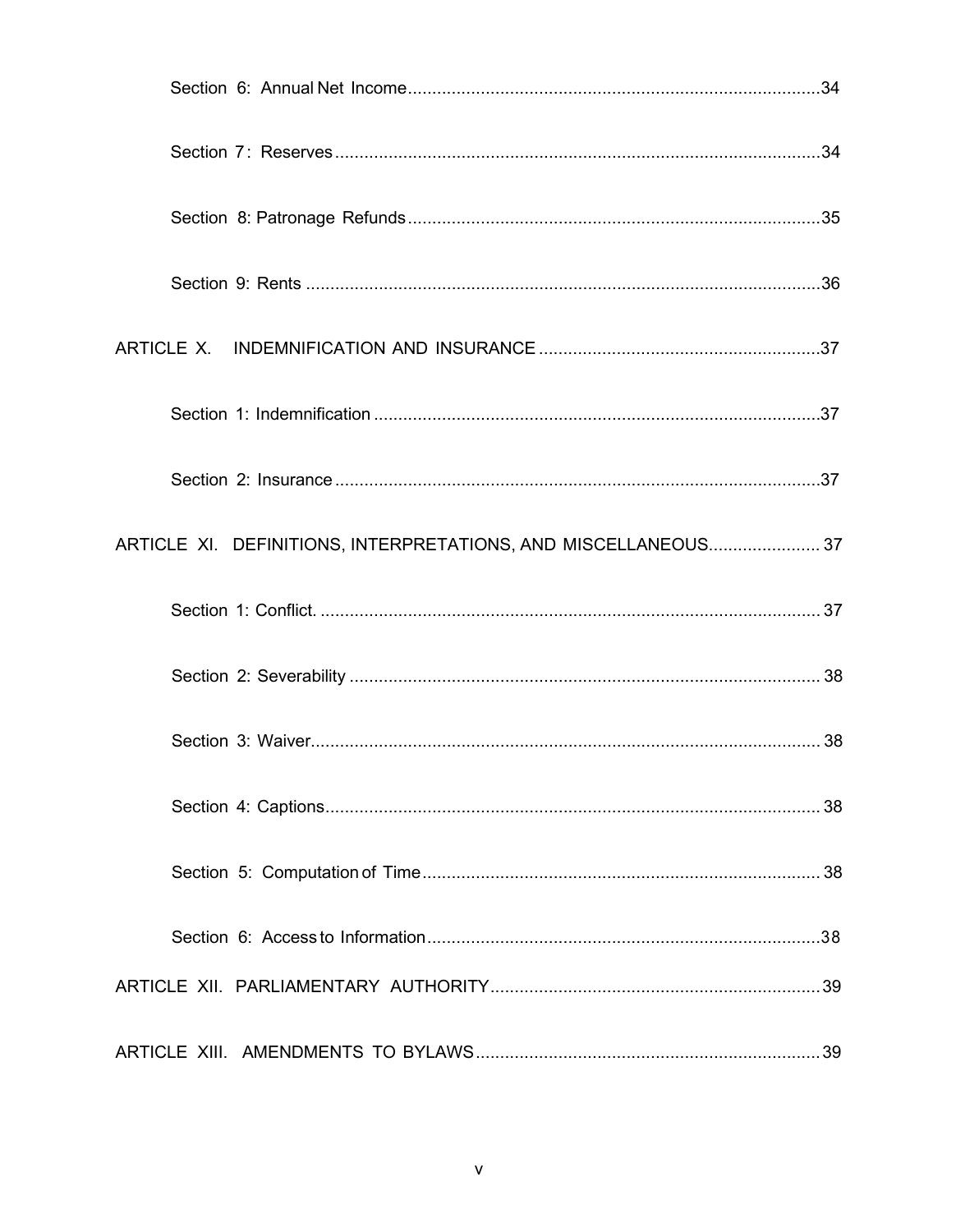Section 6: Annual Net Income....................................................................................34

Section 7: Reserves...................................................................................................34

Section 8: Patronage Refunds....................................................................................35

Section 9: Rents .........................................................................................................36

ARTICLE X. INDEMNIFICATION AND INSURANCE .........................................................37

Section 1: Indemnification ..........................................................................................37

Section 2: Insurance ...................................................................................................37

ARTICLE XI. DEFINITIONS, INTERPRETATIONS, AND MISCELLANEOUS...................... 37

Section 1: Conflict. ..................................................................................................... 37

Section 2: Severability ............................................................................................... 38

Section 3: Waiver........................................................................................................ 38

Section 4: Captions.................................................................................................... 38

Section 5: Computation of Time ................................................................................. 38

Section 6: Access to Information................................................................................38

ARTICLE XII. PARLIAMENTARY AUTHORITY...................................................................39

ARTICLE XIII. AMENDMENTS TO BYLAWS......................................................................39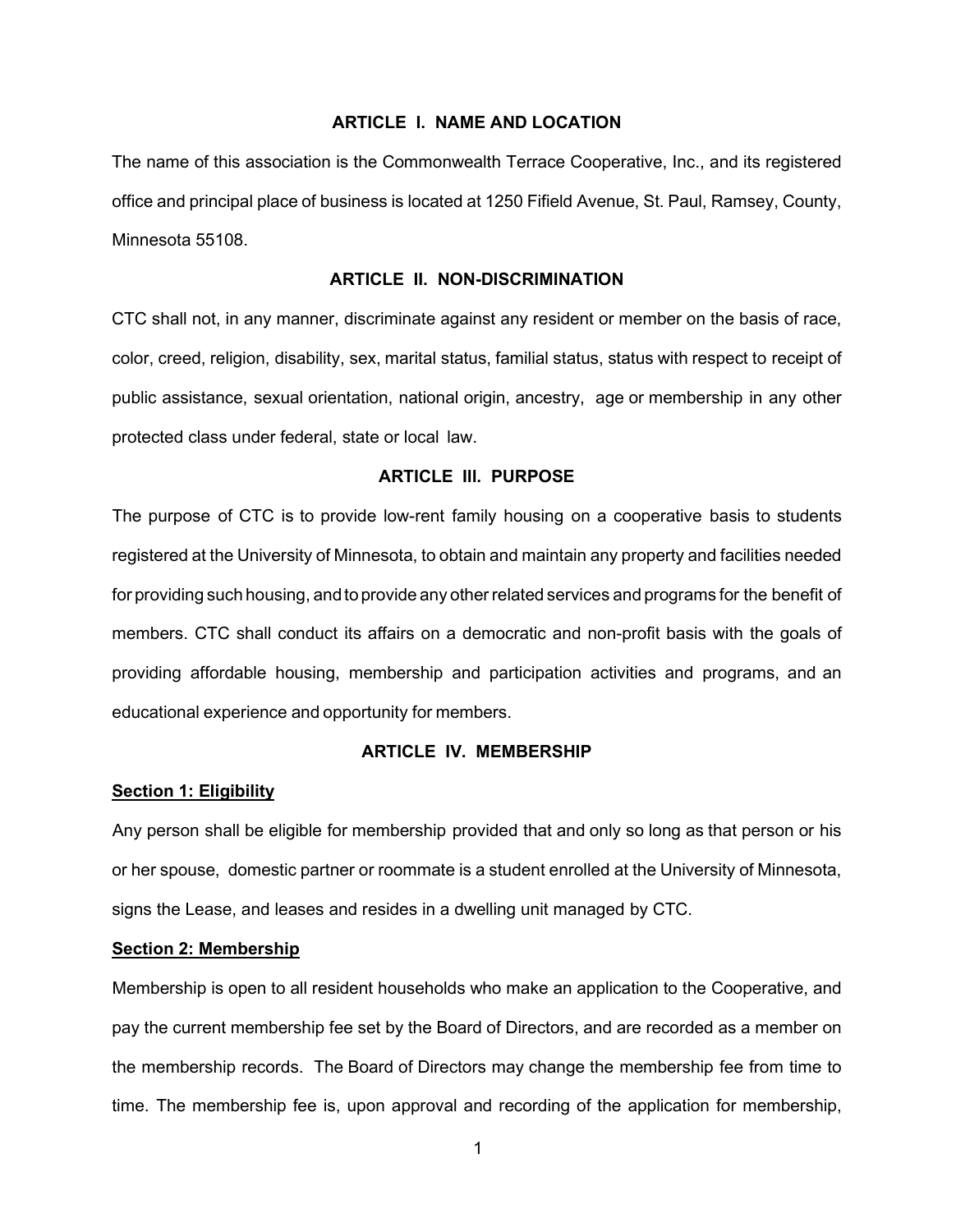## ARTICLE I. NAME AND LOCATION

The name of this association is the Commonwealth Terrace Cooperative, Inc., and its registered office and principal place of business is located at 1250 Fifield Avenue, St. Paul, Ramsey, County, Minnesota 55108.

## ARTICLE II. NON-DISCRIMINATION

CTC shall not, in any manner, discriminate against any resident or member on the basis of race, color, creed, religion, disability, sex, marital status, familial status, status with respect to receipt of public assistance, sexual orientation, national origin, ancestry, age or membership in any other protected class under federal, state or local law.

## ARTICLE III. PURPOSE

The purpose of CTC is to provide low-rent family housing on a cooperative basis to students registered at the University of Minnesota, to obtain and maintain any property and facilities needed for providing such housing, and to provide any other related services and programs for the benefit of members. CTC shall conduct its affairs on a democratic and non-profit basis with the goals of providing affordable housing, membership and participation activities and programs, and an educational experience and opportunity for members.

## ARTICLE IV. MEMBERSHIP

### Section 1: Eligibility

Any person shall be eligible for membership provided that and only so long as that person or his or her spouse, domestic partner or roommate is a student enrolled at the University of Minnesota, signs the Lease, and leases and resides in a dwelling unit managed by CTC.

### Section 2: Membership

Membership is open to all resident households who make an application to the Cooperative, and pay the current membership fee set by the Board of Directors, and are recorded as a member on the membership records. The Board of Directors may change the membership fee from time to time. The membership fee is, upon approval and recording of the application for membership,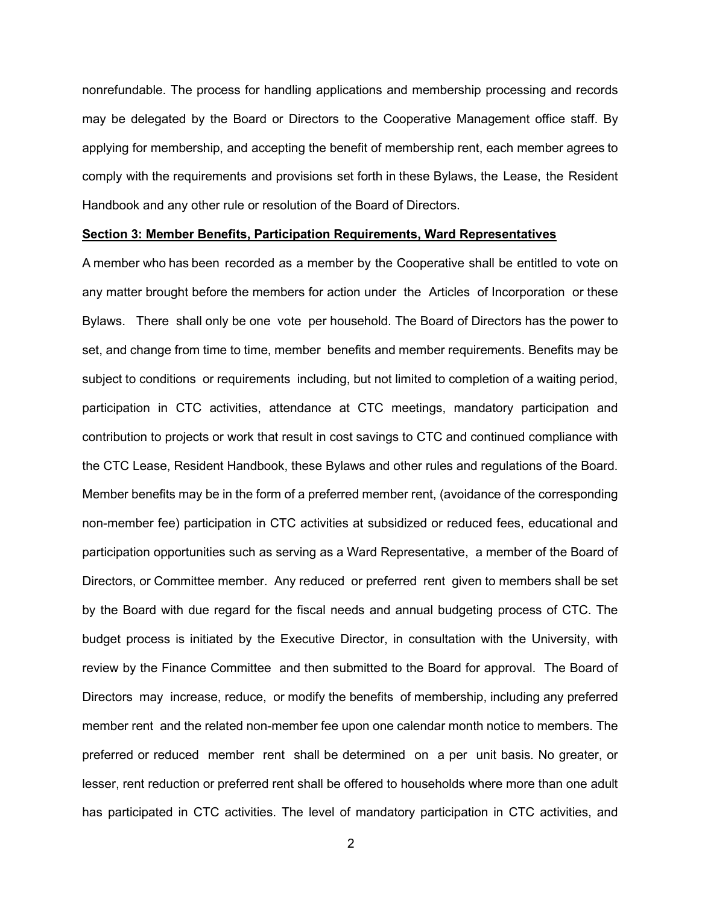nonrefundable. The process for handling applications and membership processing and records may be delegated by the Board or Directors to the Cooperative Management office staff. By applying for membership, and accepting the benefit of membership rent, each member agrees to comply with the requirements and provisions set forth in these Bylaws, the Lease, the Resident Handbook and any other rule or resolution of the Board of Directors.

**Section 3: Member Benefits, Participation Requirements, Ward Representatives**

A member who has been recorded as a member by the Cooperative shall be entitled to vote on any matter brought before the members for action under the Articles of Incorporation or these Bylaws. There shall only be one vote per household. The Board of Directors has the power to set, and change from time to time, member benefits and member requirements. Benefits may be subject to conditions or requirements including, but not limited to completion of a waiting period, participation in CTC activities, attendance at CTC meetings, mandatory participation and contribution to projects or work that result in cost savings to CTC and continued compliance with the CTC Lease, Resident Handbook, these Bylaws and other rules and regulations of the Board. Member benefits may be in the form of a preferred member rent, (avoidance of the corresponding non-member fee) participation in CTC activities at subsidized or reduced fees, educational and participation opportunities such as serving as a Ward Representative, a member of the Board of Directors, or Committee member. Any reduced or preferred rent given to members shall be set by the Board with due regard for the fiscal needs and annual budgeting process of CTC. The budget process is initiated by the Executive Director, in consultation with the University, with review by the Finance Committee and then submitted to the Board for approval. The Board of Directors may increase, reduce, or modify the benefits of membership, including any preferred member rent and the related non-member fee upon one calendar month notice to members. The preferred or reduced member rent shall be determined on a per unit basis. No greater, or lesser, rent reduction or preferred rent shall be offered to households where more than one adult has participated in CTC activities. The level of mandatory participation in CTC activities, and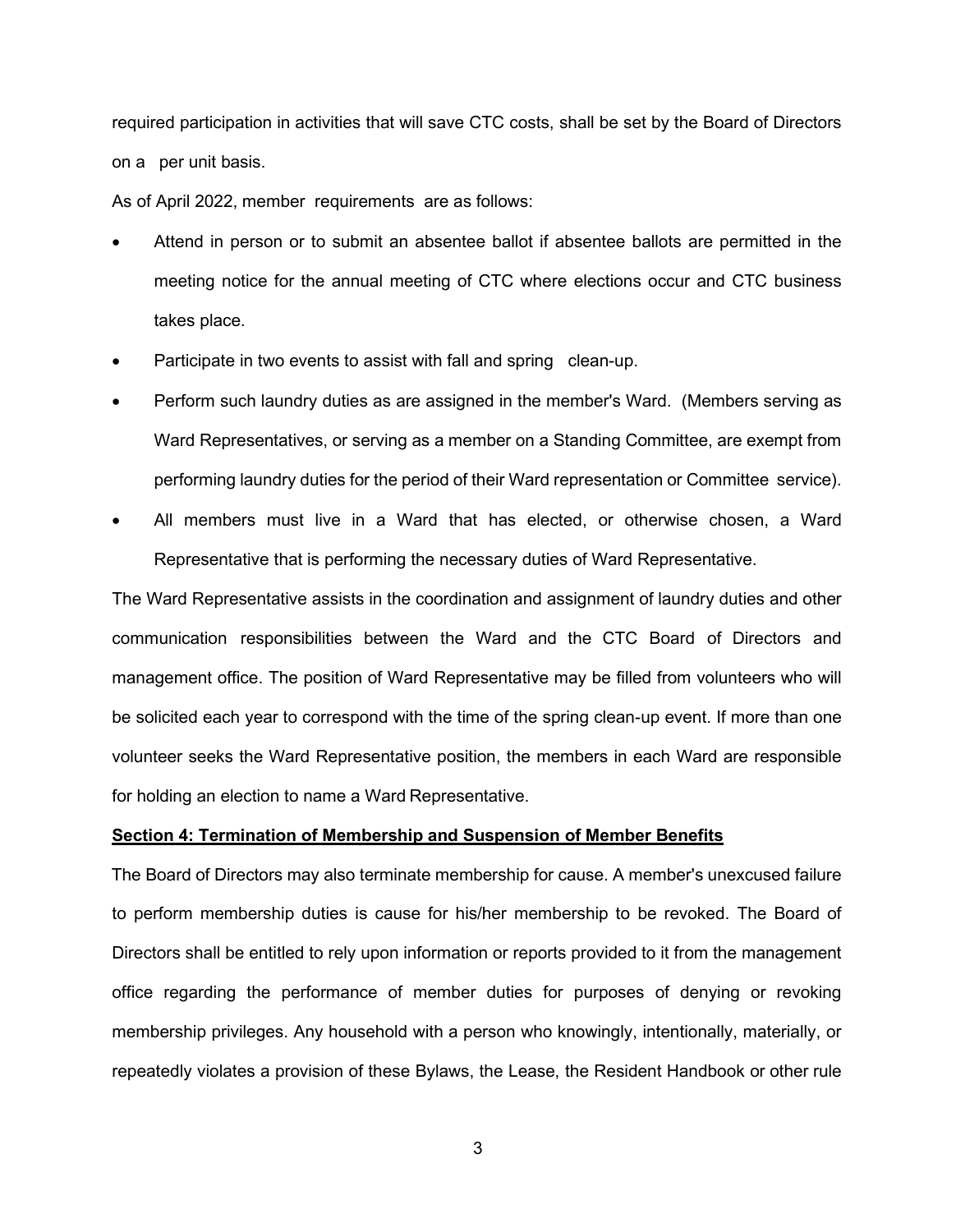required participation in activities that will save CTC costs, shall be set by the Board of Directors on a per unit basis.

As of April 2022, member requirements are as follows:

- Attend in person or to submit an absentee ballot if absentee ballots are permitted in the meeting notice for the annual meeting of CTC where elections occur and CTC business takes place.
- Participate in two events to assist with fall and spring clean-up.
- Perform such laundry duties as are assigned in the member's Ward. (Members serving as Ward Representatives, or serving as a member on a Standing Committee, are exempt from performing laundry duties for the period of their Ward representation or Committee service).
- All members must live in a Ward that has elected, or otherwise chosen, a Ward Representative that is performing the necessary duties of Ward Representative.

The Ward Representative assists in the coordination and assignment of laundry duties and other communication responsibilities between the Ward and the CTC Board of Directors and management office. The position of Ward Representative may be filled from volunteers who will be solicited each year to correspond with the time of the spring clean-up event. If more than one volunteer seeks the Ward Representative position, the members in each Ward are responsible for holding an election to name a Ward Representative.

**Section 4: Termination of Membership and Suspension of Member Benefits**

The Board of Directors may also terminate membership for cause. A member's unexcused failure to perform membership duties is cause for his/her membership to be revoked. The Board of Directors shall be entitled to rely upon information or reports provided to it from the management office regarding the performance of member duties for purposes of denying or revoking membership privileges. Any household with a person who knowingly, intentionally, materially, or repeatedly violates a provision of these Bylaws, the Lease, the Resident Handbook or other rule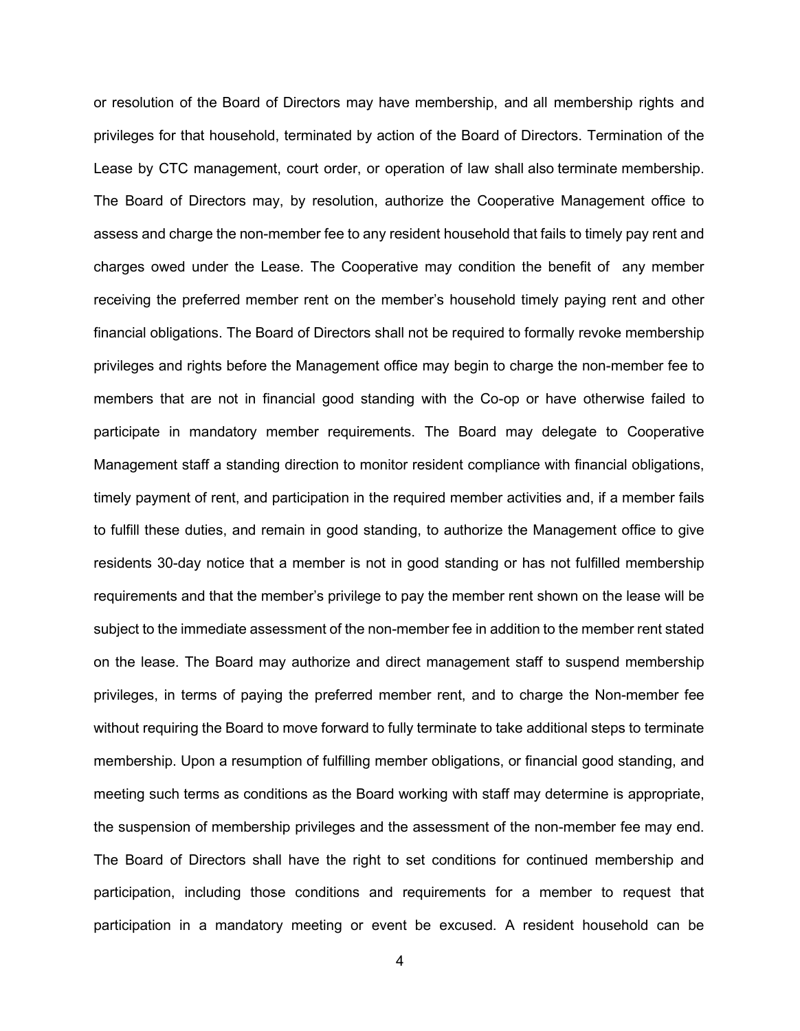or resolution of the Board of Directors may have membership, and all membership rights and privileges for that household, terminated by action of the Board of Directors. Termination of the Lease by CTC management, court order, or operation of law shall also terminate membership. The Board of Directors may, by resolution, authorize the Cooperative Management office to assess and charge the non-member fee to any resident household that fails to timely pay rent and charges owed under the Lease. The Cooperative may condition the benefit of any member receiving the preferred member rent on the member's household timely paying rent and other financial obligations. The Board of Directors shall not be required to formally revoke membership privileges and rights before the Management office may begin to charge the non-member fee to members that are not in financial good standing with the Co-op or have otherwise failed to participate in mandatory member requirements. The Board may delegate to Cooperative Management staff a standing direction to monitor resident compliance with financial obligations, timely payment of rent, and participation in the required member activities and, if a member fails to fulfill these duties, and remain in good standing, to authorize the Management office to give residents 30-day notice that a member is not in good standing or has not fulfilled membership requirements and that the member's privilege to pay the member rent shown on the lease will be subject to the immediate assessment of the non-member fee in addition to the member rent stated on the lease. The Board may authorize and direct management staff to suspend membership privileges, in terms of paying the preferred member rent, and to charge the Non-member fee without requiring the Board to move forward to fully terminate to take additional steps to terminate membership. Upon a resumption of fulfilling member obligations, or financial good standing, and meeting such terms as conditions as the Board working with staff may determine is appropriate, the suspension of membership privileges and the assessment of the non-member fee may end. The Board of Directors shall have the right to set conditions for continued membership and participation, including those conditions and requirements for a member to request that participation in a mandatory meeting or event be excused. A resident household can be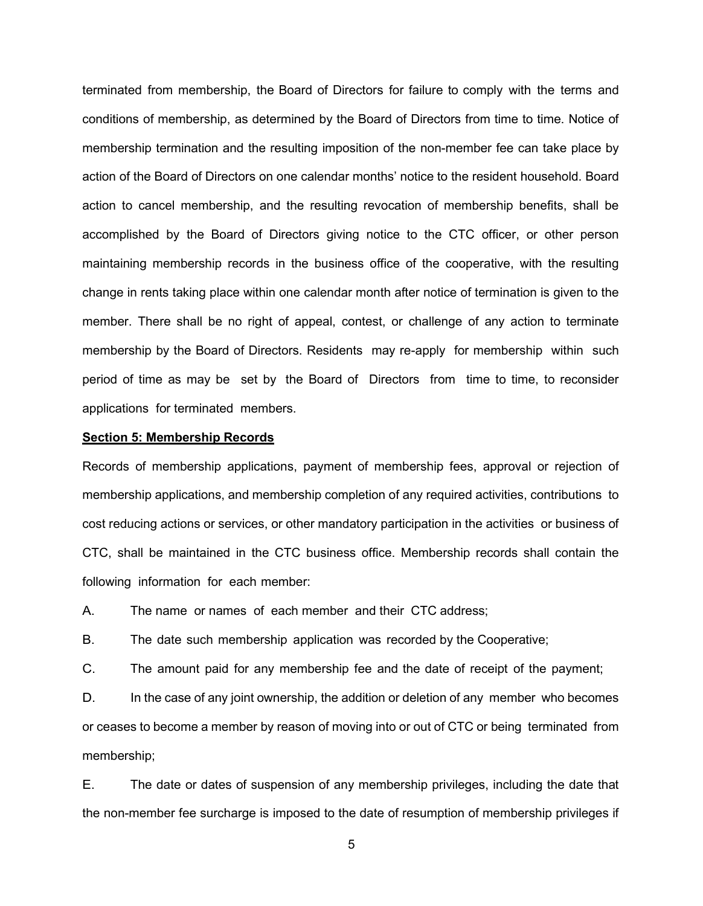terminated from membership, the Board of Directors for failure to comply with the terms and conditions of membership, as determined by the Board of Directors from time to time. Notice of membership termination and the resulting imposition of the non-member fee can take place by action of the Board of Directors on one calendar months' notice to the resident household. Board action to cancel membership, and the resulting revocation of membership benefits, shall be accomplished by the Board of Directors giving notice to the CTC officer, or other person maintaining membership records in the business office of the cooperative, with the resulting change in rents taking place within one calendar month after notice of termination is given to the member. There shall be no right of appeal, contest, or challenge of any action to terminate membership by the Board of Directors. Residents may re-apply for membership within such period of time as may be set by the Board of Directors from time to time, to reconsider applications for terminated members.

**Section 5: Membership Records**

Records of membership applications, payment of membership fees, approval or rejection of membership applications, and membership completion of any required activities, contributions to cost reducing actions or services, or other mandatory participation in the activities or business of CTC, shall be maintained in the CTC business office. Membership records shall contain the following information for each member:

A. The name or names of each member and their CTC address;

B. The date such membership application was recorded by the Cooperative;

C. The amount paid for any membership fee and the date of receipt of the payment;

D. In the case of any joint ownership, the addition or deletion of any member who becomes or ceases to become a member by reason of moving into or out of CTC or being terminated from membership;

E. The date or dates of suspension of any membership privileges, including the date that the non-member fee surcharge is imposed to the date of resumption of membership privileges if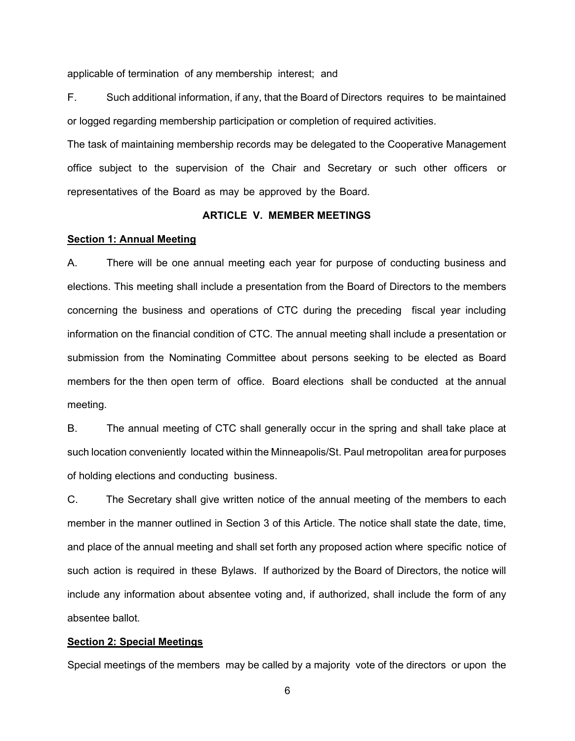applicable of termination of any membership interest; and

F. Such additional information, if any, that the Board of Directors requires to be maintained or logged regarding membership participation or completion of required activities.

The task of maintaining membership records may be delegated to the Cooperative Management office subject to the supervision of the Chair and Secretary or such other officers or representatives of the Board as may be approved by the Board.

## ARTICLE V. MEMBER MEETINGS

### Section 1: Annual Meeting

A. There will be one annual meeting each year for purpose of conducting business and elections. This meeting shall include a presentation from the Board of Directors to the members concerning the business and operations of CTC during the preceding fiscal year including information on the financial condition of CTC. The annual meeting shall include a presentation or submission from the Nominating Committee about persons seeking to be elected as Board members for the then open term of office. Board elections shall be conducted at the annual meeting.

B. The annual meeting of CTC shall generally occur in the spring and shall take place at such location conveniently located within the Minneapolis/St. Paul metropolitan area for purposes of holding elections and conducting business.

C. The Secretary shall give written notice of the annual meeting of the members to each member in the manner outlined in Section 3 of this Article. The notice shall state the date, time, and place of the annual meeting and shall set forth any proposed action where specific notice of such action is required in these Bylaws. If authorized by the Board of Directors, the notice will include any information about absentee voting and, if authorized, shall include the form of any absentee ballot.

### Section 2: Special Meetings

Special meetings of the members may be called by a majority vote of the directors or upon the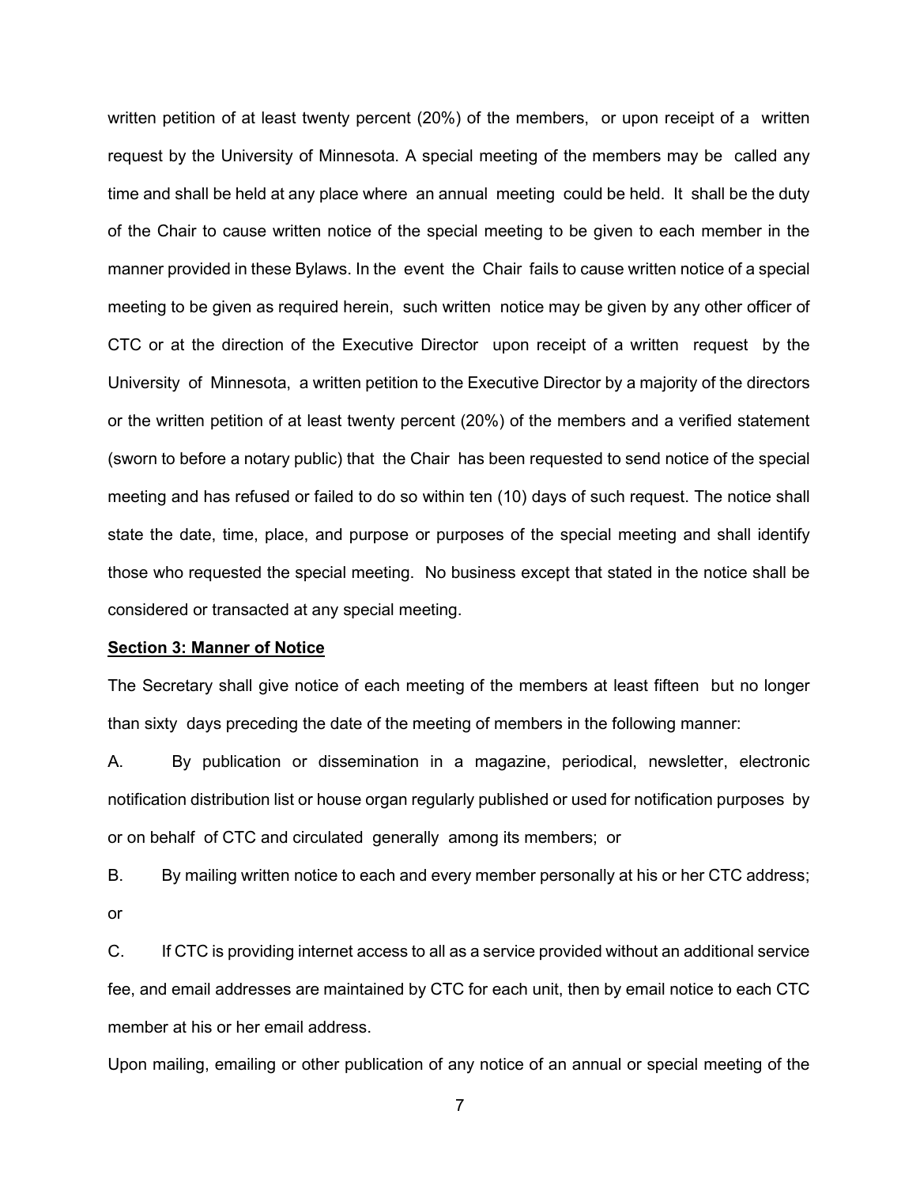written petition of at least twenty percent (20%) of the members, or upon receipt of a written request by the University of Minnesota. A special meeting of the members may be called any time and shall be held at any place where an annual meeting could be held. It shall be the duty of the Chair to cause written notice of the special meeting to be given to each member in the manner provided in these Bylaws. In the event the Chair fails to cause written notice of a special meeting to be given as required herein, such written notice may be given by any other officer of CTC or at the direction of the Executive Director upon receipt of a written request by the University of Minnesota, a written petition to the Executive Director by a majority of the directors or the written petition of at least twenty percent (20%) of the members and a verified statement (sworn to before a notary public) that the Chair has been requested to send notice of the special meeting and has refused or failed to do so within ten (10) days of such request. The notice shall state the date, time, place, and purpose or purposes of the special meeting and shall identify those who requested the special meeting. No business except that stated in the notice shall be considered or transacted at any special meeting.

**Section 3: Manner of Notice**

The Secretary shall give notice of each meeting of the members at least fifteen but no longer than sixty days preceding the date of the meeting of members in the following manner:

A. By publication or dissemination in a magazine, periodical, newsletter, electronic notification distribution list or house organ regularly published or used for notification purposes by or on behalf of CTC and circulated generally among its members; or

B. By mailing written notice to each and every member personally at his or her CTC address; or

C. If CTC is providing internet access to all as a service provided without an additional service fee, and email addresses are maintained by CTC for each unit, then by email notice to each CTC member at his or her email address.

Upon mailing, emailing or other publication of any notice of an annual or special meeting of the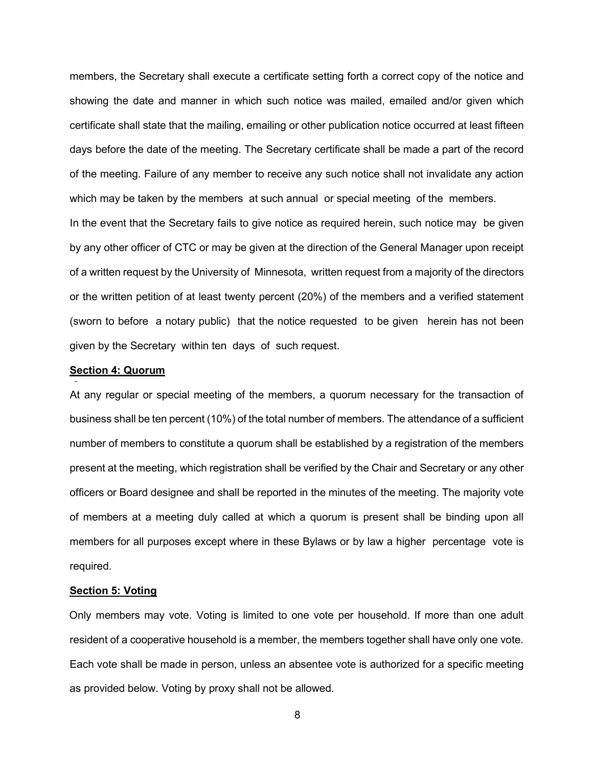members, the Secretary shall execute a certificate setting forth a correct copy of the notice and showing the date and manner in which such notice was mailed, emailed and/or given which certificate shall state that the mailing, emailing or other publication notice occurred at least fifteen days before the date of the meeting. The Secretary certificate shall be made a part of the record of the meeting. Failure of any member to receive any such notice shall not invalidate any action which may be taken by the members at such annual or special meeting of the members.

In the event that the Secretary fails to give notice as required herein, such notice may be given by any other officer of CTC or may be given at the direction of the General Manager upon receipt of a written request by the University of Minnesota, written request from a majority of the directors or the written petition of at least twenty percent (20%) of the members and a verified statement (sworn to before a notary public) that the notice requested to be given herein has not been given by the Secretary within ten days of such request.

**Section 4: Quorum**

At any regular or special meeting of the members, a quorum necessary for the transaction of business shall be ten percent (10%) of the total number of members. The attendance of a sufficient number of members to constitute a quorum shall be established by a registration of the members present at the meeting, which registration shall be verified by the Chair and Secretary or any other officers or Board designee and shall be reported in the minutes of the meeting. The majority vote of members at a meeting duly called at which a quorum is present shall be binding upon all members for all purposes except where in these Bylaws or by law a higher percentage vote is required.

**Section 5: Voting**

Only members may vote. Voting is limited to one vote per household. If more than one adult resident of a cooperative household is a member, the members together shall have only one vote. Each vote shall be made in person, unless an absentee vote is authorized for a specific meeting as provided below. Voting by proxy shall not be allowed.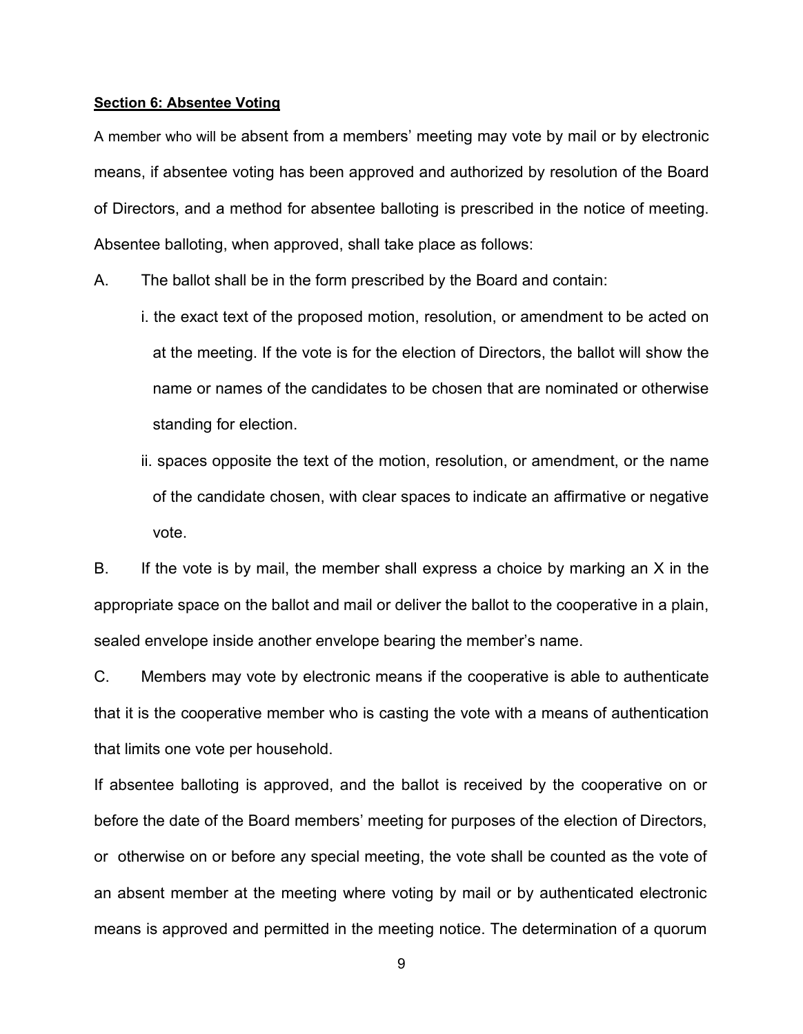**Section 6: Absentee Voting**

A member who will be absent from a members' meeting may vote by mail or by electronic means, if absentee voting has been approved and authorized by resolution of the Board of Directors, and a method for absentee balloting is prescribed in the notice of meeting. Absentee balloting, when approved, shall take place as follows:

A. The ballot shall be in the form prescribed by the Board and contain:

i. the exact text of the proposed motion, resolution, or amendment to be acted on at the meeting. If the vote is for the election of Directors, the ballot will show the name or names of the candidates to be chosen that are nominated or otherwise standing for election.

ii. spaces opposite the text of the motion, resolution, or amendment, or the name of the candidate chosen, with clear spaces to indicate an affirmative or negative vote.

B. If the vote is by mail, the member shall express a choice by marking an X in the appropriate space on the ballot and mail or deliver the ballot to the cooperative in a plain, sealed envelope inside another envelope bearing the member's name.

C. Members may vote by electronic means if the cooperative is able to authenticate that it is the cooperative member who is casting the vote with a means of authentication that limits one vote per household.

If absentee balloting is approved, and the ballot is received by the cooperative on or before the date of the Board members' meeting for purposes of the election of Directors, or otherwise on or before any special meeting, the vote shall be counted as the vote of an absent member at the meeting where voting by mail or by authenticated electronic means is approved and permitted in the meeting notice. The determination of a quorum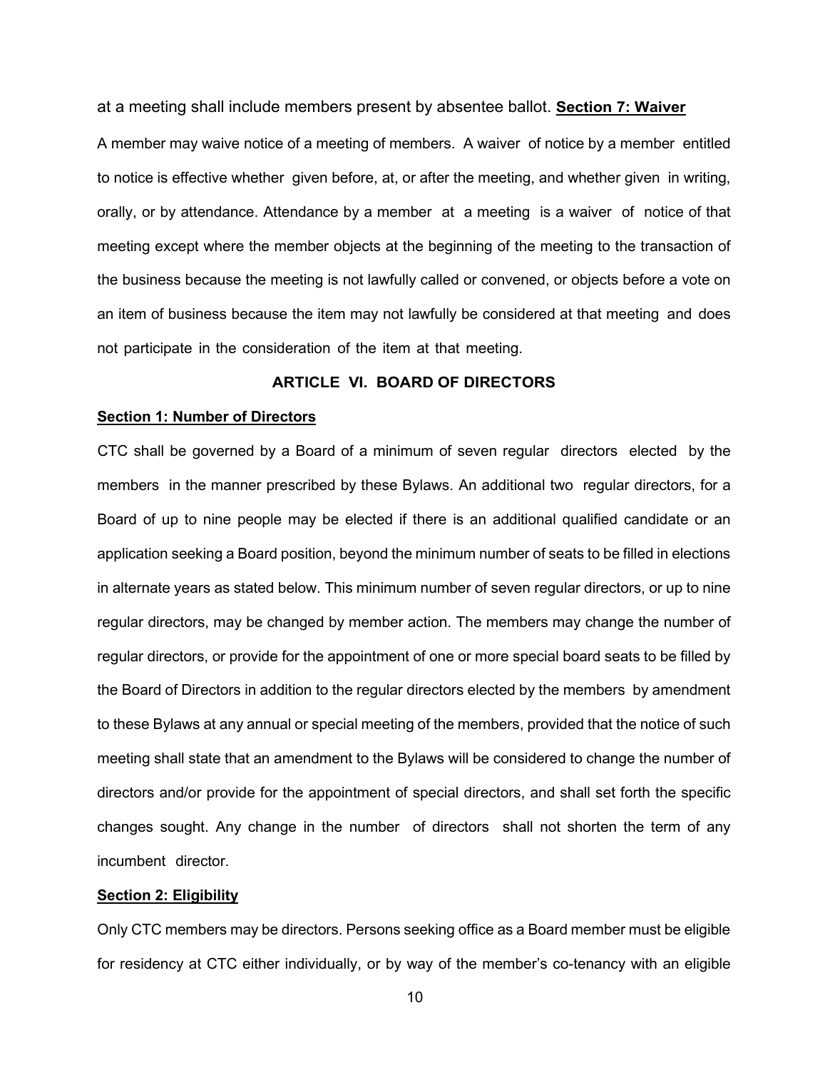at a meeting shall include members present by absentee ballot. **Section 7: Waiver**

A member may waive notice of a meeting of members. A waiver of notice by a member entitled to notice is effective whether given before, at, or after the meeting, and whether given in writing, orally, or by attendance. Attendance by a member at a meeting is a waiver of notice of that meeting except where the member objects at the beginning of the meeting to the transaction of the business because the meeting is not lawfully called or convened, or objects before a vote on an item of business because the item may not lawfully be considered at that meeting and does not participate in the consideration of the item at that meeting.

## ARTICLE VI. BOARD OF DIRECTORS

**Section 1: Number of Directors**

CTC shall be governed by a Board of a minimum of seven regular directors elected by the members in the manner prescribed by these Bylaws. An additional two regular directors, for a Board of up to nine people may be elected if there is an additional qualified candidate or an application seeking a Board position, beyond the minimum number of seats to be filled in elections in alternate years as stated below. This minimum number of seven regular directors, or up to nine regular directors, may be changed by member action. The members may change the number of regular directors, or provide for the appointment of one or more special board seats to be filled by the Board of Directors in addition to the regular directors elected by the members by amendment to these Bylaws at any annual or special meeting of the members, provided that the notice of such meeting shall state that an amendment to the Bylaws will be considered to change the number of directors and/or provide for the appointment of special directors, and shall set forth the specific changes sought. Any change in the number of directors shall not shorten the term of any incumbent director.

**Section 2: Eligibility**

Only CTC members may be directors. Persons seeking office as a Board member must be eligible for residency at CTC either individually, or by way of the member's co-tenancy with an eligible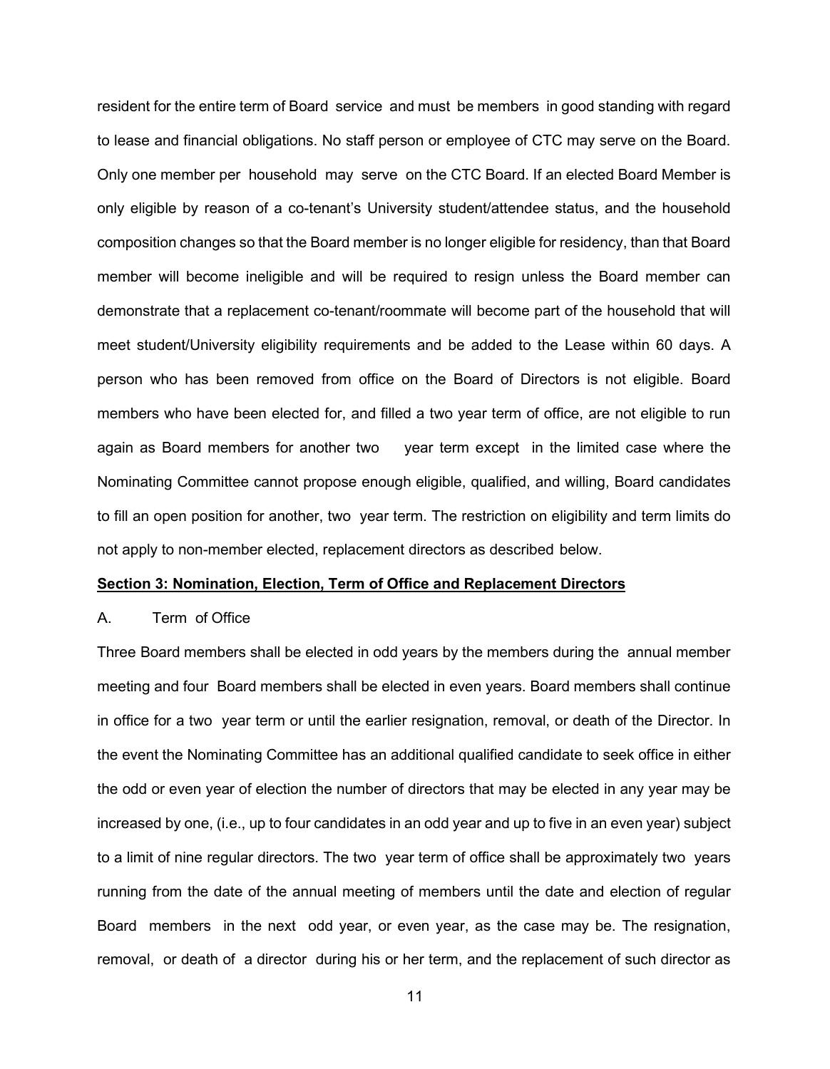resident for the entire term of Board service and must be members in good standing with regard to lease and financial obligations. No staff person or employee of CTC may serve on the Board. Only one member per household may serve on the CTC Board. If an elected Board Member is only eligible by reason of a co-tenant's University student/attendee status, and the household composition changes so that the Board member is no longer eligible for residency, than that Board member will become ineligible and will be required to resign unless the Board member can demonstrate that a replacement co-tenant/roommate will become part of the household that will meet student/University eligibility requirements and be added to the Lease within 60 days. A person who has been removed from office on the Board of Directors is not eligible. Board members who have been elected for, and filled a two year term of office, are not eligible to run again as Board members for another two year term except in the limited case where the Nominating Committee cannot propose enough eligible, qualified, and willing, Board candidates to fill an open position for another, two year term. The restriction on eligibility and term limits do not apply to non-member elected, replacement directors as described below.

**Section 3: Nomination, Election, Term of Office and Replacement Directors**

A. Term of Office

Three Board members shall be elected in odd years by the members during the annual member meeting and four Board members shall be elected in even years. Board members shall continue in office for a two year term or until the earlier resignation, removal, or death of the Director. In the event the Nominating Committee has an additional qualified candidate to seek office in either the odd or even year of election the number of directors that may be elected in any year may be increased by one, (i.e., up to four candidates in an odd year and up to five in an even year) subject to a limit of nine regular directors. The two year term of office shall be approximately two years running from the date of the annual meeting of members until the date and election of regular Board members in the next odd year, or even year, as the case may be. The resignation, removal, or death of a director during his or her term, and the replacement of such director as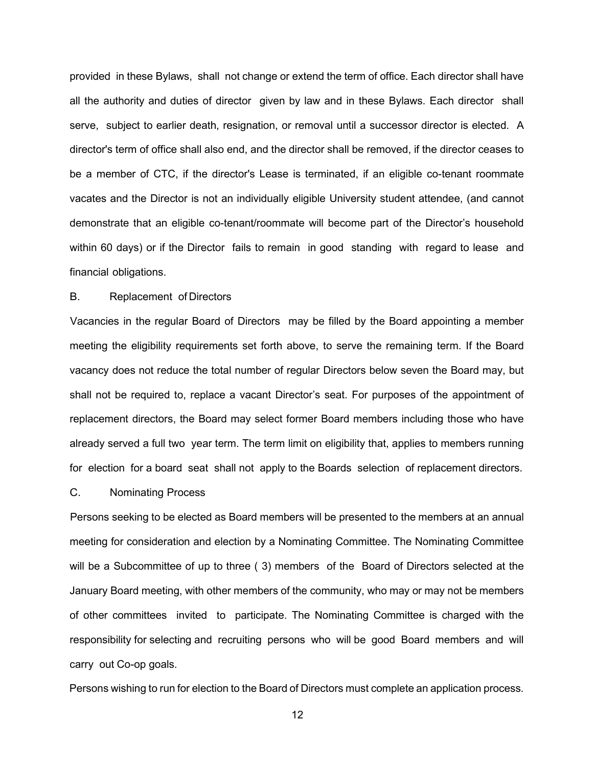provided in these Bylaws, shall not change or extend the term of office. Each director shall have all the authority and duties of director given by law and in these Bylaws. Each director shall serve, subject to earlier death, resignation, or removal until a successor director is elected. A director's term of office shall also end, and the director shall be removed, if the director ceases to be a member of CTC, if the director's Lease is terminated, if an eligible co-tenant roommate vacates and the Director is not an individually eligible University student attendee, (and cannot demonstrate that an eligible co-tenant/roommate will become part of the Director's household within 60 days) or if the Director fails to remain in good standing with regard to lease and financial obligations.

B. Replacement of Directors

Vacancies in the regular Board of Directors may be filled by the Board appointing a member meeting the eligibility requirements set forth above, to serve the remaining term. If the Board vacancy does not reduce the total number of regular Directors below seven the Board may, but shall not be required to, replace a vacant Director's seat. For purposes of the appointment of replacement directors, the Board may select former Board members including those who have already served a full two year term. The term limit on eligibility that, applies to members running for election for a board seat shall not apply to the Boards selection of replacement directors.

C. Nominating Process

Persons seeking to be elected as Board members will be presented to the members at an annual meeting for consideration and election by a Nominating Committee. The Nominating Committee will be a Subcommittee of up to three ( 3) members of the Board of Directors selected at the January Board meeting, with other members of the community, who may or may not be members of other committees invited to participate. The Nominating Committee is charged with the responsibility for selecting and recruiting persons who will be good Board members and will carry out Co-op goals.

Persons wishing to run for election to the Board of Directors must complete an application process.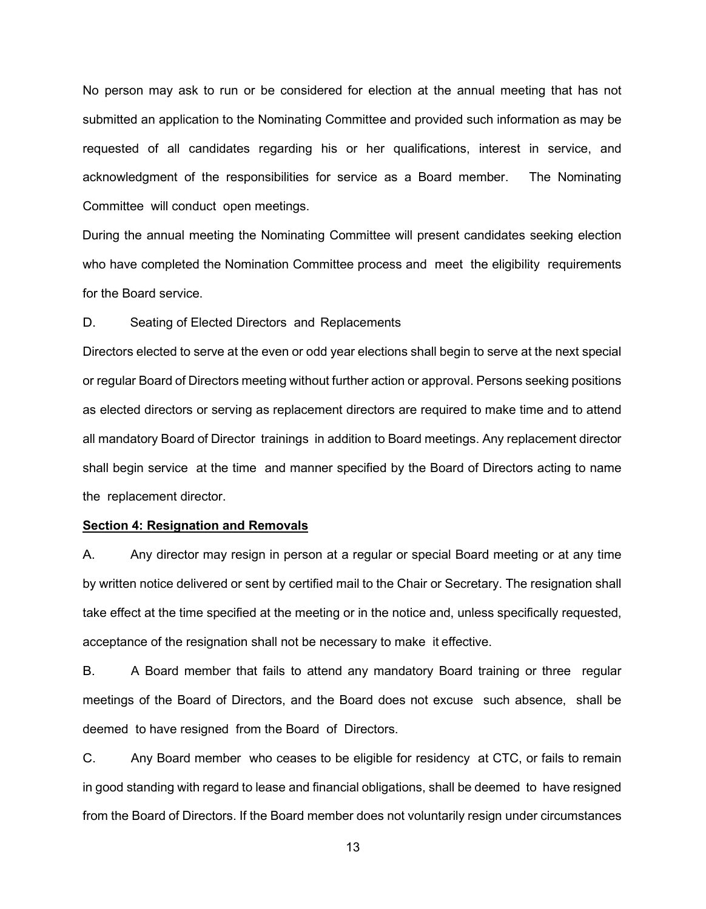No person may ask to run or be considered for election at the annual meeting that has not submitted an application to the Nominating Committee and provided such information as may be requested of all candidates regarding his or her qualifications, interest in service, and acknowledgment of the responsibilities for service as a Board member. The Nominating Committee will conduct open meetings.

During the annual meeting the Nominating Committee will present candidates seeking election who have completed the Nomination Committee process and meet the eligibility requirements for the Board service.

D. Seating of Elected Directors and Replacements

Directors elected to serve at the even or odd year elections shall begin to serve at the next special or regular Board of Directors meeting without further action or approval. Persons seeking positions as elected directors or serving as replacement directors are required to make time and to attend all mandatory Board of Director trainings in addition to Board meetings. Any replacement director shall begin service at the time and manner specified by the Board of Directors acting to name the replacement director.

**Section 4: Resignation and Removals**

A. Any director may resign in person at a regular or special Board meeting or at any time by written notice delivered or sent by certified mail to the Chair or Secretary. The resignation shall take effect at the time specified at the meeting or in the notice and, unless specifically requested, acceptance of the resignation shall not be necessary to make it effective.

B. A Board member that fails to attend any mandatory Board training or three regular meetings of the Board of Directors, and the Board does not excuse such absence, shall be deemed to have resigned from the Board of Directors.

C. Any Board member who ceases to be eligible for residency at CTC, or fails to remain in good standing with regard to lease and financial obligations, shall be deemed to have resigned from the Board of Directors. If the Board member does not voluntarily resign under circumstances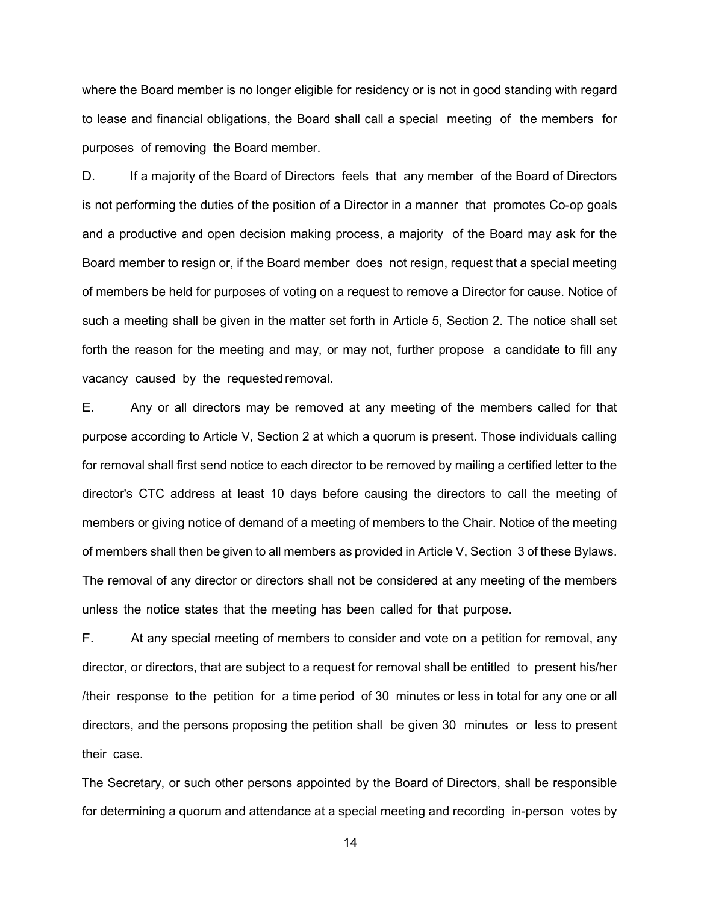where the Board member is no longer eligible for residency or is not in good standing with regard to lease and financial obligations, the Board shall call a special meeting of the members for purposes of removing the Board member.

D. If a majority of the Board of Directors feels that any member of the Board of Directors is not performing the duties of the position of a Director in a manner that promotes Co-op goals and a productive and open decision making process, a majority of the Board may ask for the Board member to resign or, if the Board member does not resign, request that a special meeting of members be held for purposes of voting on a request to remove a Director for cause. Notice of such a meeting shall be given in the matter set forth in Article 5, Section 2. The notice shall set forth the reason for the meeting and may, or may not, further propose a candidate to fill any vacancy caused by the requested removal.

E. Any or all directors may be removed at any meeting of the members called for that purpose according to Article V, Section 2 at which a quorum is present. Those individuals calling for removal shall first send notice to each director to be removed by mailing a certified letter to the director's CTC address at least 10 days before causing the directors to call the meeting of members or giving notice of demand of a meeting of members to the Chair. Notice of the meeting of members shall then be given to all members as provided in Article V, Section 3 of these Bylaws. The removal of any director or directors shall not be considered at any meeting of the members unless the notice states that the meeting has been called for that purpose.

F. At any special meeting of members to consider and vote on a petition for removal, any director, or directors, that are subject to a request for removal shall be entitled to present his/her /their response to the petition for a time period of 30 minutes or less in total for any one or all directors, and the persons proposing the petition shall be given 30 minutes or less to present their case.

The Secretary, or such other persons appointed by the Board of Directors, shall be responsible for determining a quorum and attendance at a special meeting and recording in-person votes by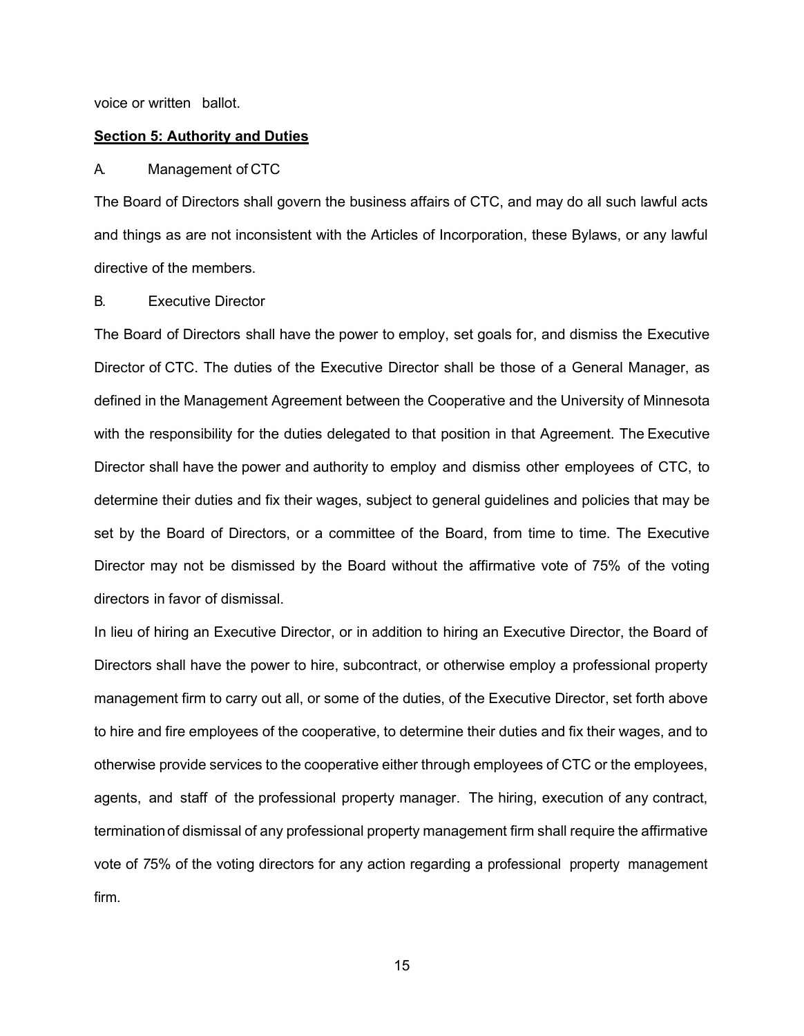voice or written ballot.

**Section 5: Authority and Duties**

A. Management of CTC

The Board of Directors shall govern the business affairs of CTC, and may do all such lawful acts and things as are not inconsistent with the Articles of Incorporation, these Bylaws, or any lawful directive of the members.

B. Executive Director

The Board of Directors shall have the power to employ, set goals for, and dismiss the Executive Director of CTC. The duties of the Executive Director shall be those of a General Manager, as defined in the Management Agreement between the Cooperative and the University of Minnesota with the responsibility for the duties delegated to that position in that Agreement. The Executive Director shall have the power and authority to employ and dismiss other employees of CTC, to determine their duties and fix their wages, subject to general guidelines and policies that may be set by the Board of Directors, or a committee of the Board, from time to time. The Executive Director may not be dismissed by the Board without the affirmative vote of 75% of the voting directors in favor of dismissal.

In lieu of hiring an Executive Director, or in addition to hiring an Executive Director, the Board of Directors shall have the power to hire, subcontract, or otherwise employ a professional property management firm to carry out all, or some of the duties, of the Executive Director, set forth above to hire and fire employees of the cooperative, to determine their duties and fix their wages, and to otherwise provide services to the cooperative either through employees of CTC or the employees, agents, and staff of the professional property manager. The hiring, execution of any contract, termination of dismissal of any professional property management firm shall require the affirmative vote of 75% of the voting directors for any action regarding a professional property management firm.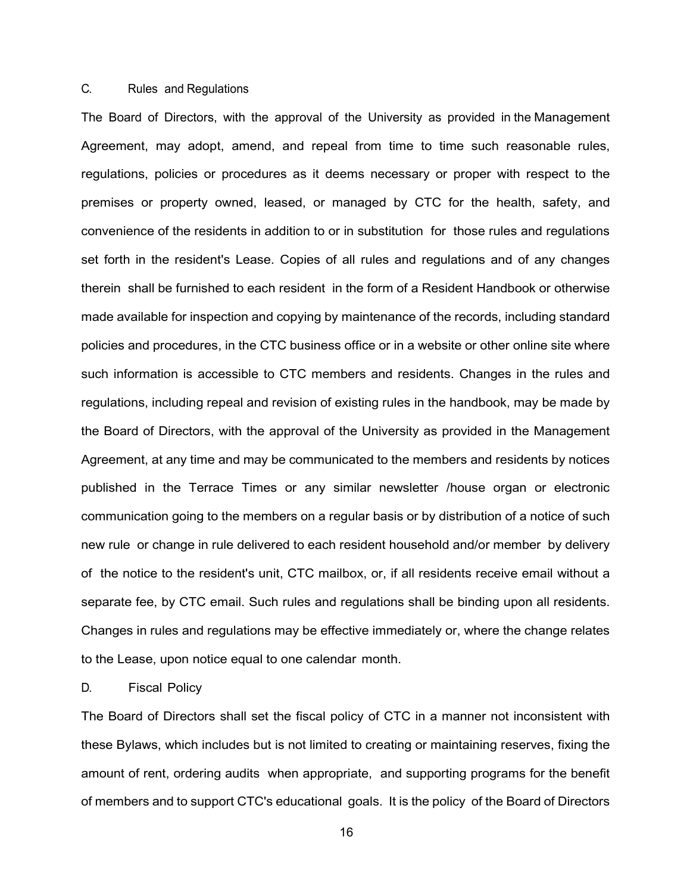### C. Rules and Regulations

The Board of Directors, with the approval of the University as provided in the Management Agreement, may adopt, amend, and repeal from time to time such reasonable rules, regulations, policies or procedures as it deems necessary or proper with respect to the premises or property owned, leased, or managed by CTC for the health, safety, and convenience of the residents in addition to or in substitution for those rules and regulations set forth in the resident's Lease. Copies of all rules and regulations and of any changes therein shall be furnished to each resident in the form of a Resident Handbook or otherwise made available for inspection and copying by maintenance of the records, including standard policies and procedures, in the CTC business office or in a website or other online site where such information is accessible to CTC members and residents. Changes in the rules and regulations, including repeal and revision of existing rules in the handbook, may be made by the Board of Directors, with the approval of the University as provided in the Management Agreement, at any time and may be communicated to the members and residents by notices published in the Terrace Times or any similar newsletter /house organ or electronic communication going to the members on a regular basis or by distribution of a notice of such new rule or change in rule delivered to each resident household and/or member by delivery of the notice to the resident's unit, CTC mailbox, or, if all residents receive email without a separate fee, by CTC email. Such rules and regulations shall be binding upon all residents. Changes in rules and regulations may be effective immediately or, where the change relates to the Lease, upon notice equal to one calendar month.

### D. Fiscal Policy

The Board of Directors shall set the fiscal policy of CTC in a manner not inconsistent with these Bylaws, which includes but is not limited to creating or maintaining reserves, fixing the amount of rent, ordering audits when appropriate, and supporting programs for the benefit of members and to support CTC's educational goals. It is the policy of the Board of Directors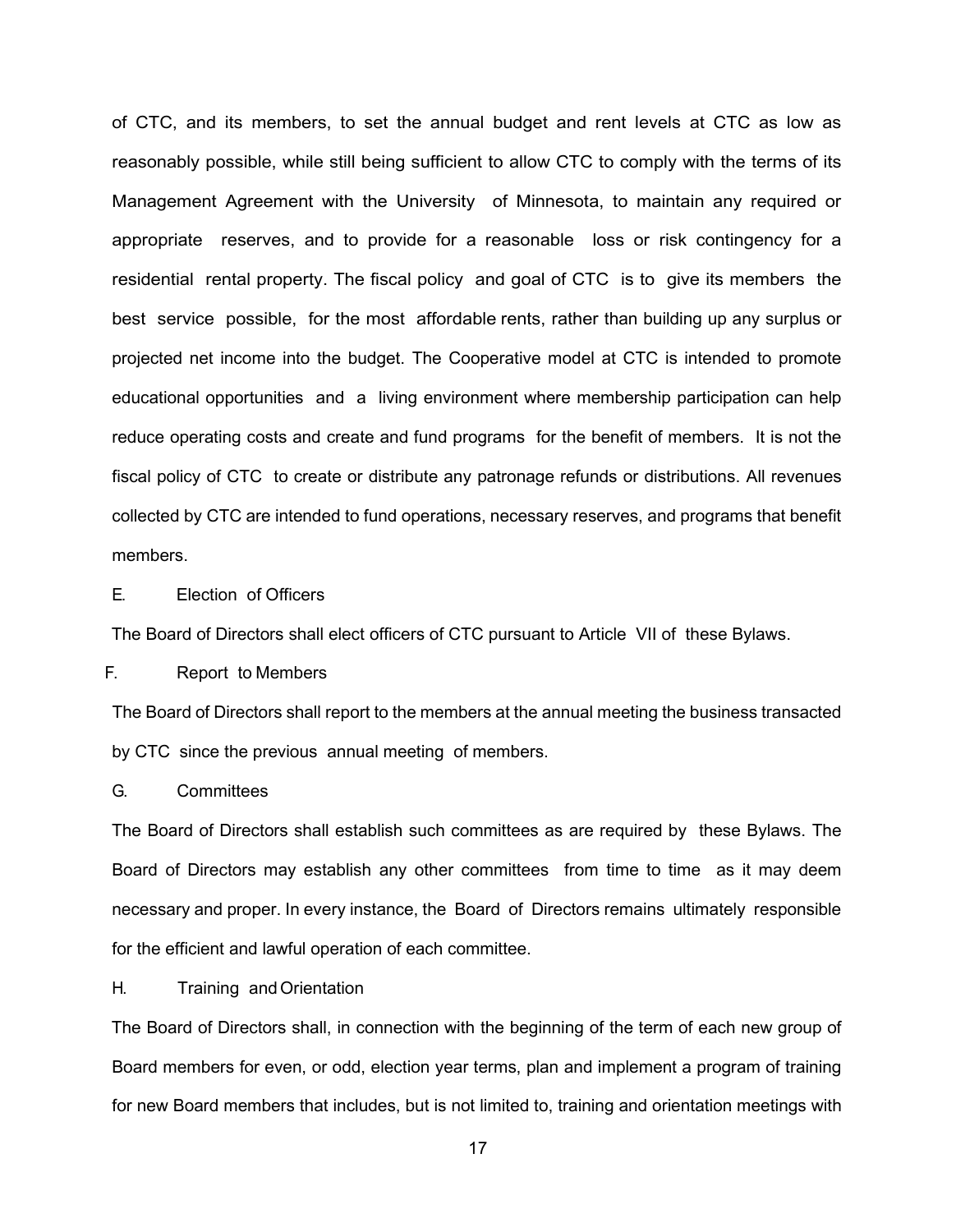of CTC, and its members, to set the annual budget and rent levels at CTC as low as reasonably possible, while still being sufficient to allow CTC to comply with the terms of its Management Agreement with the University of Minnesota, to maintain any required or appropriate reserves, and to provide for a reasonable loss or risk contingency for a residential rental property. The fiscal policy and goal of CTC is to give its members the best service possible, for the most affordable rents, rather than building up any surplus or projected net income into the budget. The Cooperative model at CTC is intended to promote educational opportunities and a living environment where membership participation can help reduce operating costs and create and fund programs for the benefit of members. It is not the fiscal policy of CTC to create or distribute any patronage refunds or distributions. All revenues collected by CTC are intended to fund operations, necessary reserves, and programs that benefit members.

E. Election of Officers

The Board of Directors shall elect officers of CTC pursuant to Article VII of these Bylaws.

F. Report to Members

The Board of Directors shall report to the members at the annual meeting the business transacted by CTC since the previous annual meeting of members.

G. Committees

The Board of Directors shall establish such committees as are required by these Bylaws. The Board of Directors may establish any other committees from time to time as it may deem necessary and proper. In every instance, the Board of Directors remains ultimately responsible for the efficient and lawful operation of each committee.

H. Training and Orientation

The Board of Directors shall, in connection with the beginning of the term of each new group of Board members for even, or odd, election year terms, plan and implement a program of training for new Board members that includes, but is not limited to, training and orientation meetings with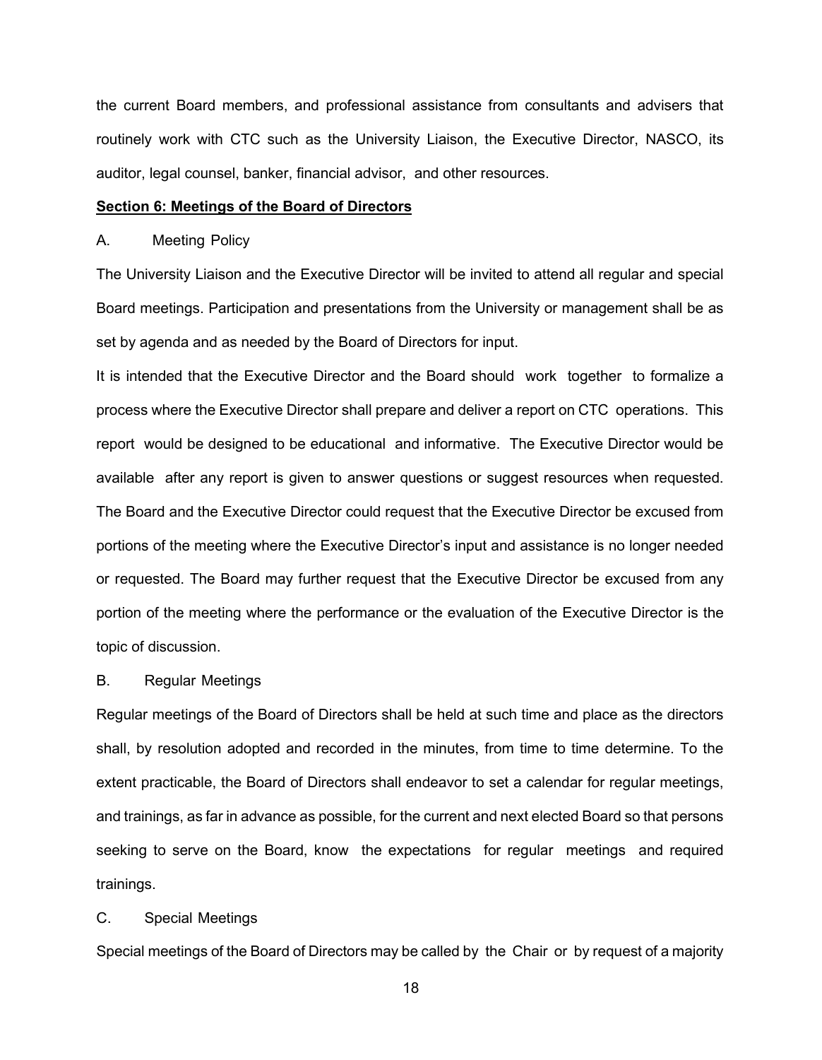the current Board members, and professional assistance from consultants and advisers that routinely work with CTC such as the University Liaison, the Executive Director, NASCO, its auditor, legal counsel, banker, financial advisor, and other resources.

**Section 6: Meetings of the Board of Directors**

A. Meeting Policy

The University Liaison and the Executive Director will be invited to attend all regular and special Board meetings. Participation and presentations from the University or management shall be as set by agenda and as needed by the Board of Directors for input.

It is intended that the Executive Director and the Board should work together to formalize a process where the Executive Director shall prepare and deliver a report on CTC operations. This report would be designed to be educational and informative. The Executive Director would be available after any report is given to answer questions or suggest resources when requested. The Board and the Executive Director could request that the Executive Director be excused from portions of the meeting where the Executive Director's input and assistance is no longer needed or requested. The Board may further request that the Executive Director be excused from any portion of the meeting where the performance or the evaluation of the Executive Director is the topic of discussion.

B. Regular Meetings

Regular meetings of the Board of Directors shall be held at such time and place as the directors shall, by resolution adopted and recorded in the minutes, from time to time determine. To the extent practicable, the Board of Directors shall endeavor to set a calendar for regular meetings, and trainings, as far in advance as possible, for the current and next elected Board so that persons seeking to serve on the Board, know the expectations for regular meetings and required trainings.

C. Special Meetings

Special meetings of the Board of Directors may be called by the Chair or by request of a majority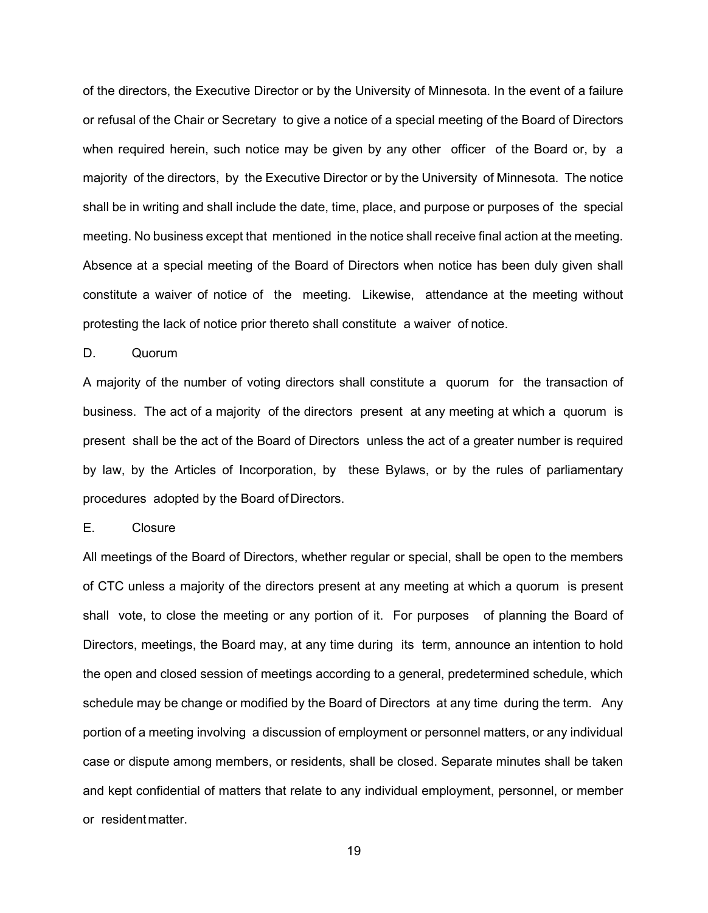of the directors, the Executive Director or by the University of Minnesota. In the event of a failure or refusal of the Chair or Secretary to give a notice of a special meeting of the Board of Directors when required herein, such notice may be given by any other officer of the Board or, by a majority of the directors, by the Executive Director or by the University of Minnesota. The notice shall be in writing and shall include the date, time, place, and purpose or purposes of the special meeting. No business except that mentioned in the notice shall receive final action at the meeting. Absence at a special meeting of the Board of Directors when notice has been duly given shall constitute a waiver of notice of the meeting. Likewise, attendance at the meeting without protesting the lack of notice prior thereto shall constitute a waiver of notice.

D. Quorum

A majority of the number of voting directors shall constitute a quorum for the transaction of business. The act of a majority of the directors present at any meeting at which a quorum is present shall be the act of the Board of Directors unless the act of a greater number is required by law, by the Articles of Incorporation, by these Bylaws, or by the rules of parliamentary procedures adopted by the Board of Directors.

E. Closure

All meetings of the Board of Directors, whether regular or special, shall be open to the members of CTC unless a majority of the directors present at any meeting at which a quorum is present shall vote, to close the meeting or any portion of it. For purposes of planning the Board of Directors, meetings, the Board may, at any time during its term, announce an intention to hold the open and closed session of meetings according to a general, predetermined schedule, which schedule may be change or modified by the Board of Directors at any time during the term. Any portion of a meeting involving a discussion of employment or personnel matters, or any individual case or dispute among members, or residents, shall be closed. Separate minutes shall be taken and kept confidential of matters that relate to any individual employment, personnel, or member or resident matter.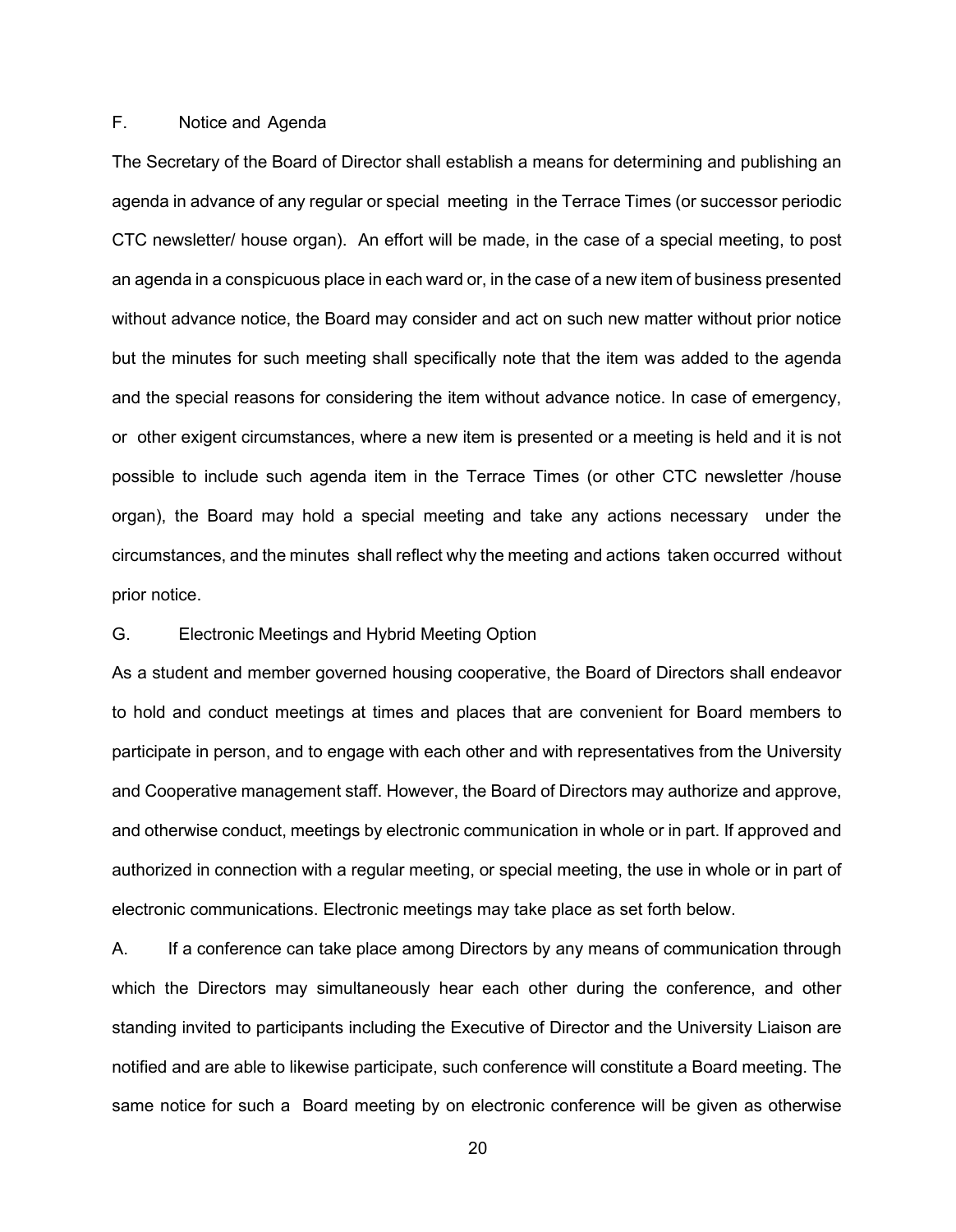F. Notice and Agenda

The Secretary of the Board of Director shall establish a means for determining and publishing an agenda in advance of any regular or special meeting in the Terrace Times (or successor periodic CTC newsletter/ house organ). An effort will be made, in the case of a special meeting, to post an agenda in a conspicuous place in each ward or, in the case of a new item of business presented without advance notice, the Board may consider and act on such new matter without prior notice but the minutes for such meeting shall specifically note that the item was added to the agenda and the special reasons for considering the item without advance notice. In case of emergency, or other exigent circumstances, where a new item is presented or a meeting is held and it is not possible to include such agenda item in the Terrace Times (or other CTC newsletter /house organ), the Board may hold a special meeting and take any actions necessary under the circumstances, and the minutes shall reflect why the meeting and actions taken occurred without prior notice.

G. Electronic Meetings and Hybrid Meeting Option

As a student and member governed housing cooperative, the Board of Directors shall endeavor to hold and conduct meetings at times and places that are convenient for Board members to participate in person, and to engage with each other and with representatives from the University and Cooperative management staff. However, the Board of Directors may authorize and approve, and otherwise conduct, meetings by electronic communication in whole or in part. If approved and authorized in connection with a regular meeting, or special meeting, the use in whole or in part of electronic communications. Electronic meetings may take place as set forth below.

A. If a conference can take place among Directors by any means of communication through which the Directors may simultaneously hear each other during the conference, and other standing invited to participants including the Executive of Director and the University Liaison are notified and are able to likewise participate, such conference will constitute a Board meeting. The same notice for such a Board meeting by on electronic conference will be given as otherwise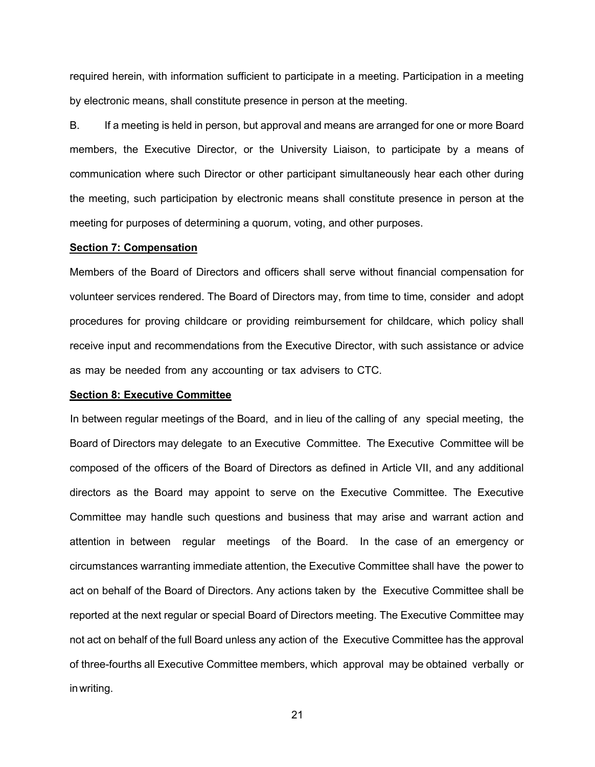required herein, with information sufficient to participate in a meeting. Participation in a meeting by electronic means, shall constitute presence in person at the meeting.

B. If a meeting is held in person, but approval and means are arranged for one or more Board members, the Executive Director, or the University Liaison, to participate by a means of communication where such Director or other participant simultaneously hear each other during the meeting, such participation by electronic means shall constitute presence in person at the meeting for purposes of determining a quorum, voting, and other purposes.

**Section 7: Compensation**

Members of the Board of Directors and officers shall serve without financial compensation for volunteer services rendered. The Board of Directors may, from time to time, consider and adopt procedures for proving childcare or providing reimbursement for childcare, which policy shall receive input and recommendations from the Executive Director, with such assistance or advice as may be needed from any accounting or tax advisers to CTC.

**Section 8: Executive Committee**

In between regular meetings of the Board, and in lieu of the calling of any special meeting, the Board of Directors may delegate to an Executive Committee. The Executive Committee will be composed of the officers of the Board of Directors as defined in Article VII, and any additional directors as the Board may appoint to serve on the Executive Committee. The Executive Committee may handle such questions and business that may arise and warrant action and attention in between regular meetings of the Board. In the case of an emergency or circumstances warranting immediate attention, the Executive Committee shall have the power to act on behalf of the Board of Directors. Any actions taken by the Executive Committee shall be reported at the next regular or special Board of Directors meeting. The Executive Committee may not act on behalf of the full Board unless any action of the Executive Committee has the approval of three-fourths all Executive Committee members, which approval may be obtained verbally or in writing.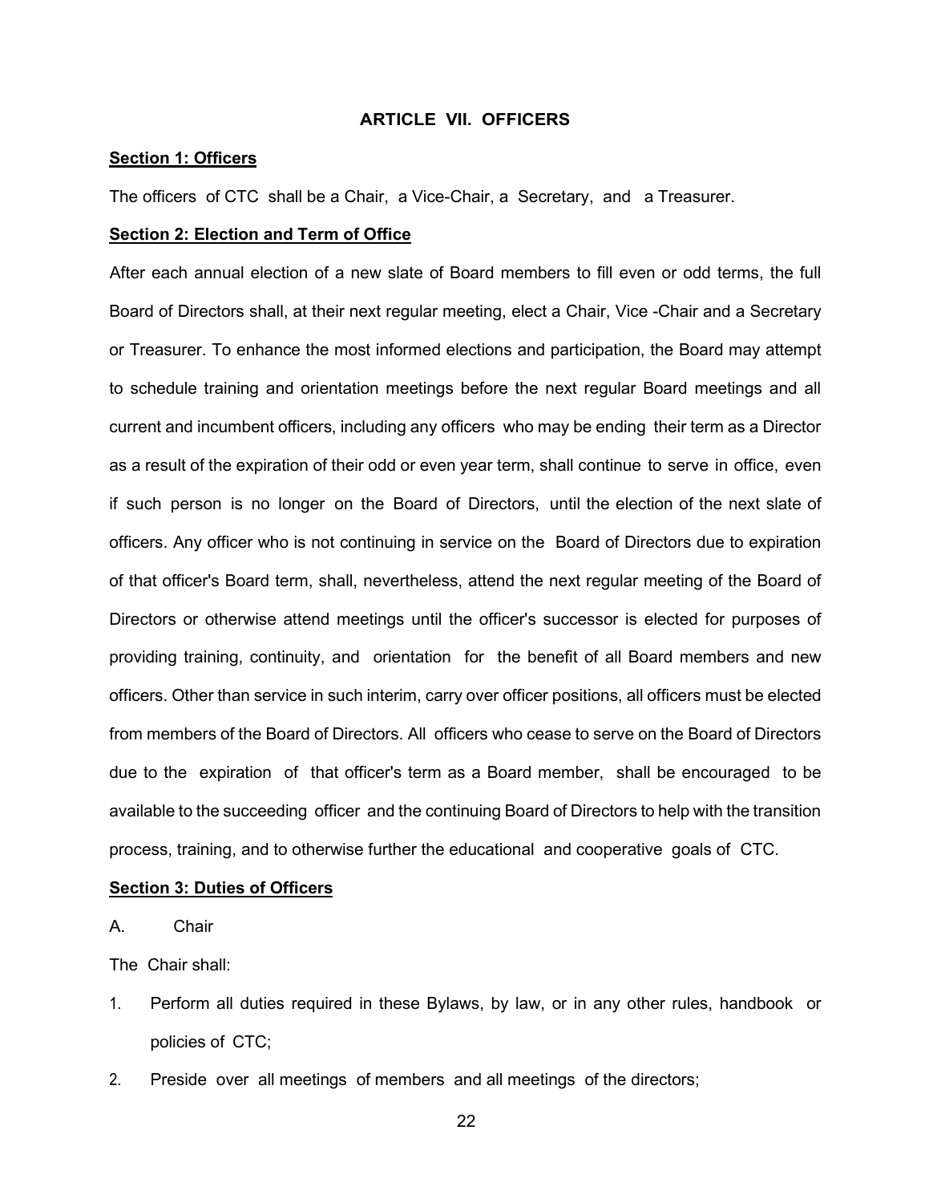## ARTICLE VII. OFFICERS

**Section 1: Officers**

The officers of CTC shall be a Chair, a Vice-Chair, a Secretary, and a Treasurer.

**Section 2: Election and Term of Office**

After each annual election of a new slate of Board members to fill even or odd terms, the full Board of Directors shall, at their next regular meeting, elect a Chair, Vice -Chair and a Secretary or Treasurer. To enhance the most informed elections and participation, the Board may attempt to schedule training and orientation meetings before the next regular Board meetings and all current and incumbent officers, including any officers who may be ending their term as a Director as a result of the expiration of their odd or even year term, shall continue to serve in office, even if such person is no longer on the Board of Directors, until the election of the next slate of officers. Any officer who is not continuing in service on the Board of Directors due to expiration of that officer's Board term, shall, nevertheless, attend the next regular meeting of the Board of Directors or otherwise attend meetings until the officer's successor is elected for purposes of providing training, continuity, and orientation for the benefit of all Board members and new officers. Other than service in such interim, carry over officer positions, all officers must be elected from members of the Board of Directors. All officers who cease to serve on the Board of Directors due to the expiration of that officer's term as a Board member, shall be encouraged to be available to the succeeding officer and the continuing Board of Directors to help with the transition process, training, and to otherwise further the educational and cooperative goals of CTC.

**Section 3: Duties of Officers**

A. Chair

The Chair shall:

1. Perform all duties required in these Bylaws, by law, or in any other rules, handbook or policies of CTC;
2. Preside over all meetings of members and all meetings of the directors;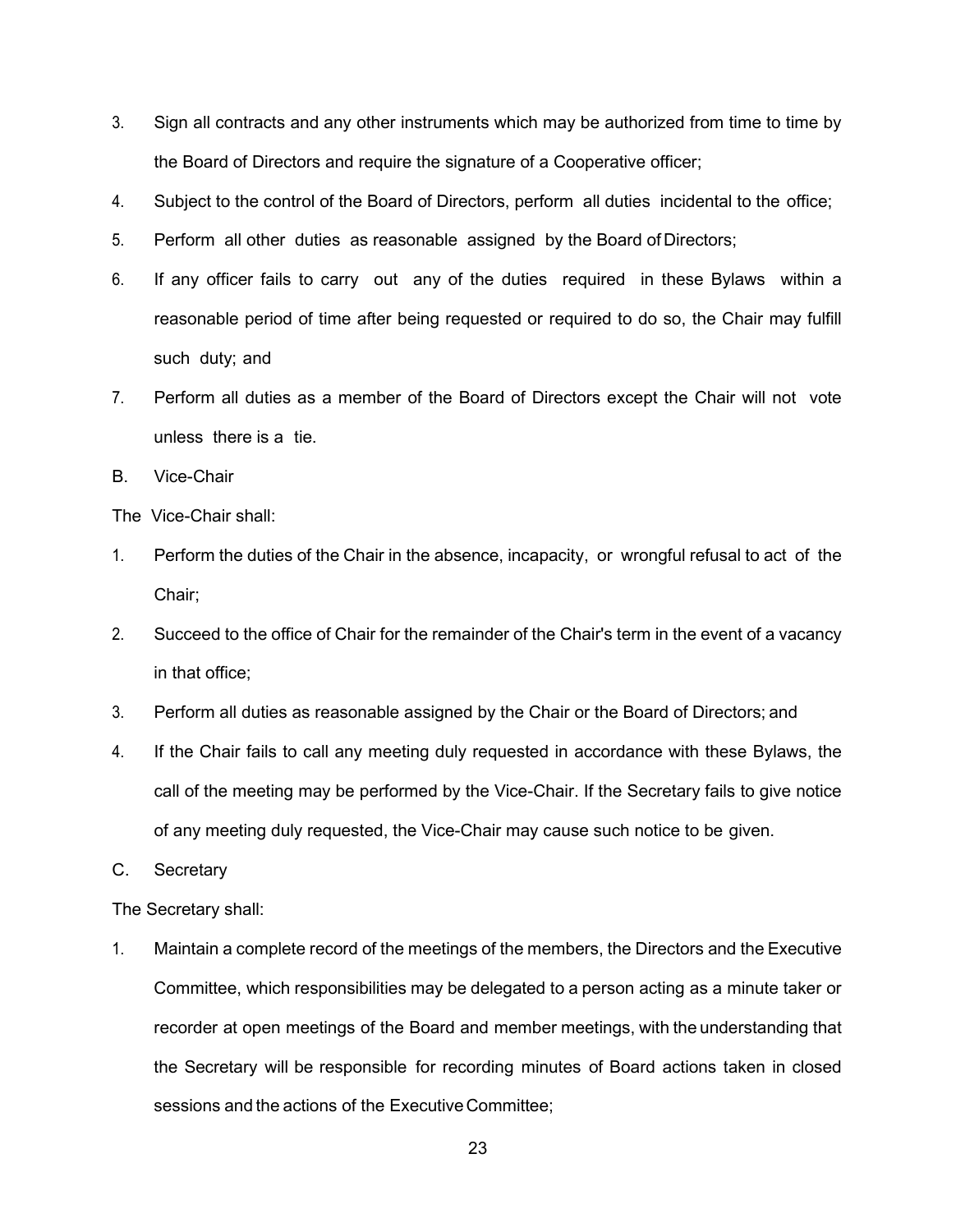3. Sign all contracts and any other instruments which may be authorized from time to time by the Board of Directors and require the signature of a Cooperative officer;
4. Subject to the control of the Board of Directors, perform all duties incidental to the office;
5. Perform all other duties as reasonable assigned by the Board of Directors;
6. If any officer fails to carry out any of the duties required in these Bylaws within a reasonable period of time after being requested or required to do so, the Chair may fulfill such duty; and
7. Perform all duties as a member of the Board of Directors except the Chair will not vote unless there is a tie.

B. Vice-Chair

The Vice-Chair shall:

1. Perform the duties of the Chair in the absence, incapacity, or wrongful refusal to act of the Chair;
2. Succeed to the office of Chair for the remainder of the Chair's term in the event of a vacancy in that office;
3. Perform all duties as reasonable assigned by the Chair or the Board of Directors; and
4. If the Chair fails to call any meeting duly requested in accordance with these Bylaws, the call of the meeting may be performed by the Vice-Chair. If the Secretary fails to give notice of any meeting duly requested, the Vice-Chair may cause such notice to be given.

C. Secretary

The Secretary shall:

1. Maintain a complete record of the meetings of the members, the Directors and the Executive Committee, which responsibilities may be delegated to a person acting as a minute taker or recorder at open meetings of the Board and member meetings, with the understanding that the Secretary will be responsible for recording minutes of Board actions taken in closed sessions and the actions of the Executive Committee;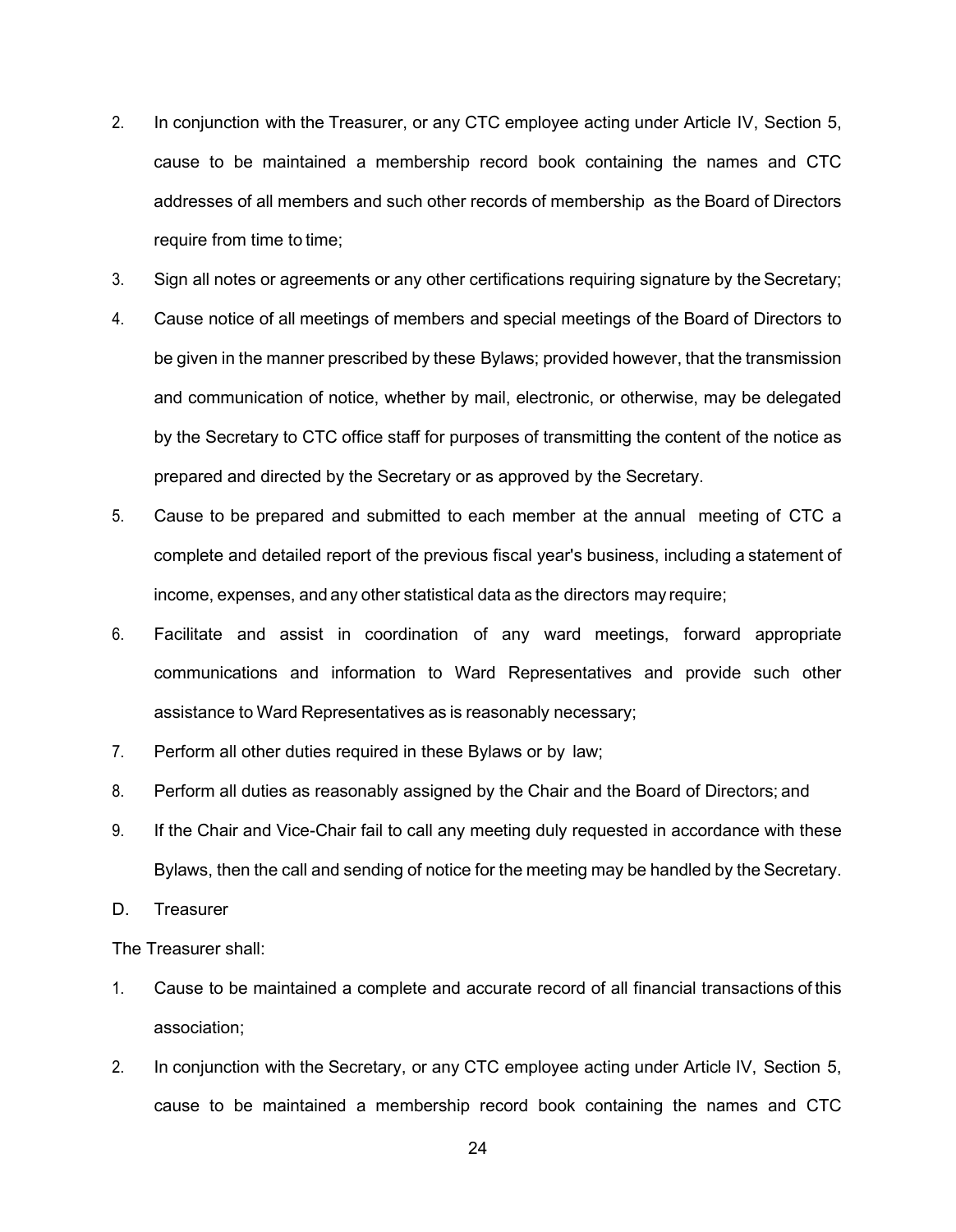2. In conjunction with the Treasurer, or any CTC employee acting under Article IV, Section 5, cause to be maintained a membership record book containing the names and CTC addresses of all members and such other records of membership as the Board of Directors require from time to time;
3. Sign all notes or agreements or any other certifications requiring signature by the Secretary;
4. Cause notice of all meetings of members and special meetings of the Board of Directors to be given in the manner prescribed by these Bylaws; provided however, that the transmission and communication of notice, whether by mail, electronic, or otherwise, may be delegated by the Secretary to CTC office staff for purposes of transmitting the content of the notice as prepared and directed by the Secretary or as approved by the Secretary.
5. Cause to be prepared and submitted to each member at the annual meeting of CTC a complete and detailed report of the previous fiscal year's business, including a statement of income, expenses, and any other statistical data as the directors may require;
6. Facilitate and assist in coordination of any ward meetings, forward appropriate communications and information to Ward Representatives and provide such other assistance to Ward Representatives as is reasonably necessary;
7. Perform all other duties required in these Bylaws or by law;
8. Perform all duties as reasonably assigned by the Chair and the Board of Directors; and
9. If the Chair and Vice-Chair fail to call any meeting duly requested in accordance with these Bylaws, then the call and sending of notice for the meeting may be handled by the Secretary.

D. Treasurer

The Treasurer shall:

1. Cause to be maintained a complete and accurate record of all financial transactions of this association;
2. In conjunction with the Secretary, or any CTC employee acting under Article IV, Section 5, cause to be maintained a membership record book containing the names and CTC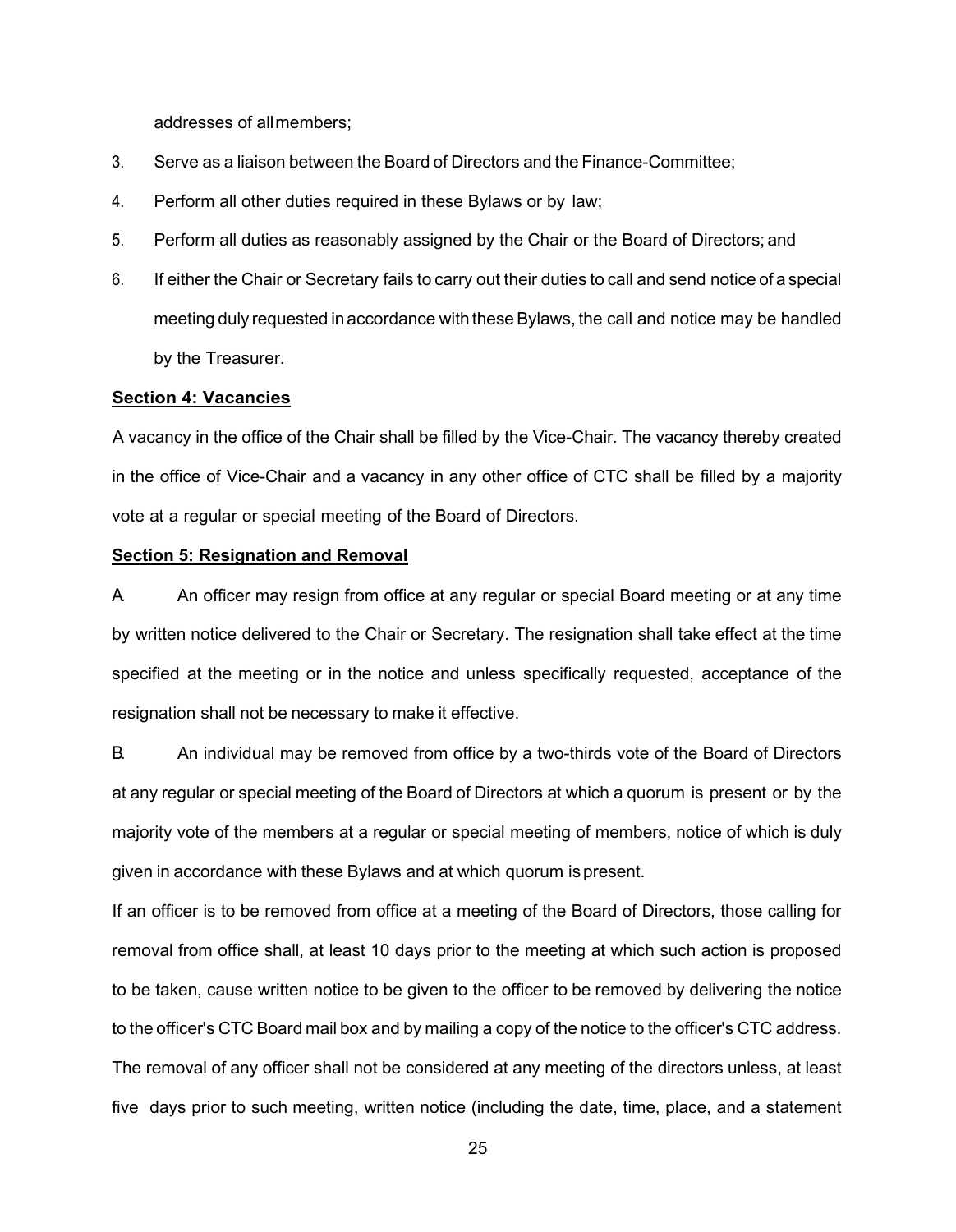addresses of all members;

3. Serve as a liaison between the Board of Directors and the Finance-Committee;
4. Perform all other duties required in these Bylaws or by law;
5. Perform all duties as reasonably assigned by the Chair or the Board of Directors; and
6. If either the Chair or Secretary fails to carry out their duties to call and send notice of a special meeting duly requested in accordance with these Bylaws, the call and notice may be handled by the Treasurer.

**Section 4: Vacancies**

A vacancy in the office of the Chair shall be filled by the Vice-Chair. The vacancy thereby created in the office of Vice-Chair and a vacancy in any other office of CTC shall be filled by a majority vote at a regular or special meeting of the Board of Directors.

**Section 5: Resignation and Removal**

A. An officer may resign from office at any regular or special Board meeting or at any time by written notice delivered to the Chair or Secretary. The resignation shall take effect at the time specified at the meeting or in the notice and unless specifically requested, acceptance of the resignation shall not be necessary to make it effective.

B. An individual may be removed from office by a two-thirds vote of the Board of Directors at any regular or special meeting of the Board of Directors at which a quorum is present or by the majority vote of the members at a regular or special meeting of members, notice of which is duly given in accordance with these Bylaws and at which quorum is present.

If an officer is to be removed from office at a meeting of the Board of Directors, those calling for removal from office shall, at least 10 days prior to the meeting at which such action is proposed to be taken, cause written notice to be given to the officer to be removed by delivering the notice to the officer's CTC Board mail box and by mailing a copy of the notice to the officer's CTC address. The removal of any officer shall not be considered at any meeting of the directors unless, at least five days prior to such meeting, written notice (including the date, time, place, and a statement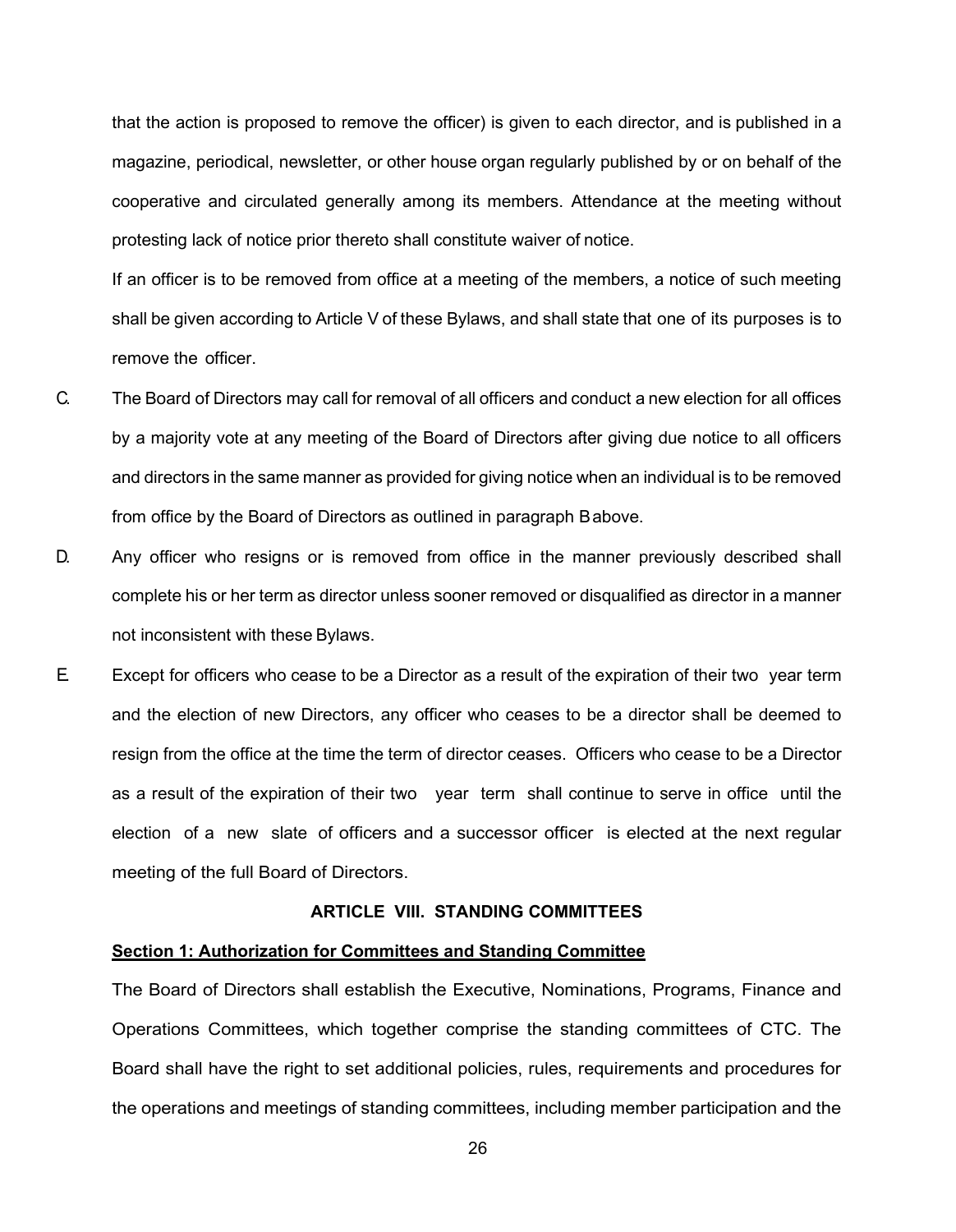that the action is proposed to remove the officer) is given to each director, and is published in a magazine, periodical, newsletter, or other house organ regularly published by or on behalf of the cooperative and circulated generally among its members. Attendance at the meeting without protesting lack of notice prior thereto shall constitute waiver of notice.

If an officer is to be removed from office at a meeting of the members, a notice of such meeting shall be given according to Article V of these Bylaws, and shall state that one of its purposes is to remove the officer.

C. The Board of Directors may call for removal of all officers and conduct a new election for all offices by a majority vote at any meeting of the Board of Directors after giving due notice to all officers and directors in the same manner as provided for giving notice when an individual is to be removed from office by the Board of Directors as outlined in paragraph B above.

D. Any officer who resigns or is removed from office in the manner previously described shall complete his or her term as director unless sooner removed or disqualified as director in a manner not inconsistent with these Bylaws.

E. Except for officers who cease to be a Director as a result of the expiration of their two year term and the election of new Directors, any officer who ceases to be a director shall be deemed to resign from the office at the time the term of director ceases. Officers who cease to be a Director as a result of the expiration of their two year term shall continue to serve in office until the election of a new slate of officers and a successor officer is elected at the next regular meeting of the full Board of Directors.

## ARTICLE VIII. STANDING COMMITTEES

**Section 1: Authorization for Committees and Standing Committee**

The Board of Directors shall establish the Executive, Nominations, Programs, Finance and Operations Committees, which together comprise the standing committees of CTC. The Board shall have the right to set additional policies, rules, requirements and procedures for the operations and meetings of standing committees, including member participation and the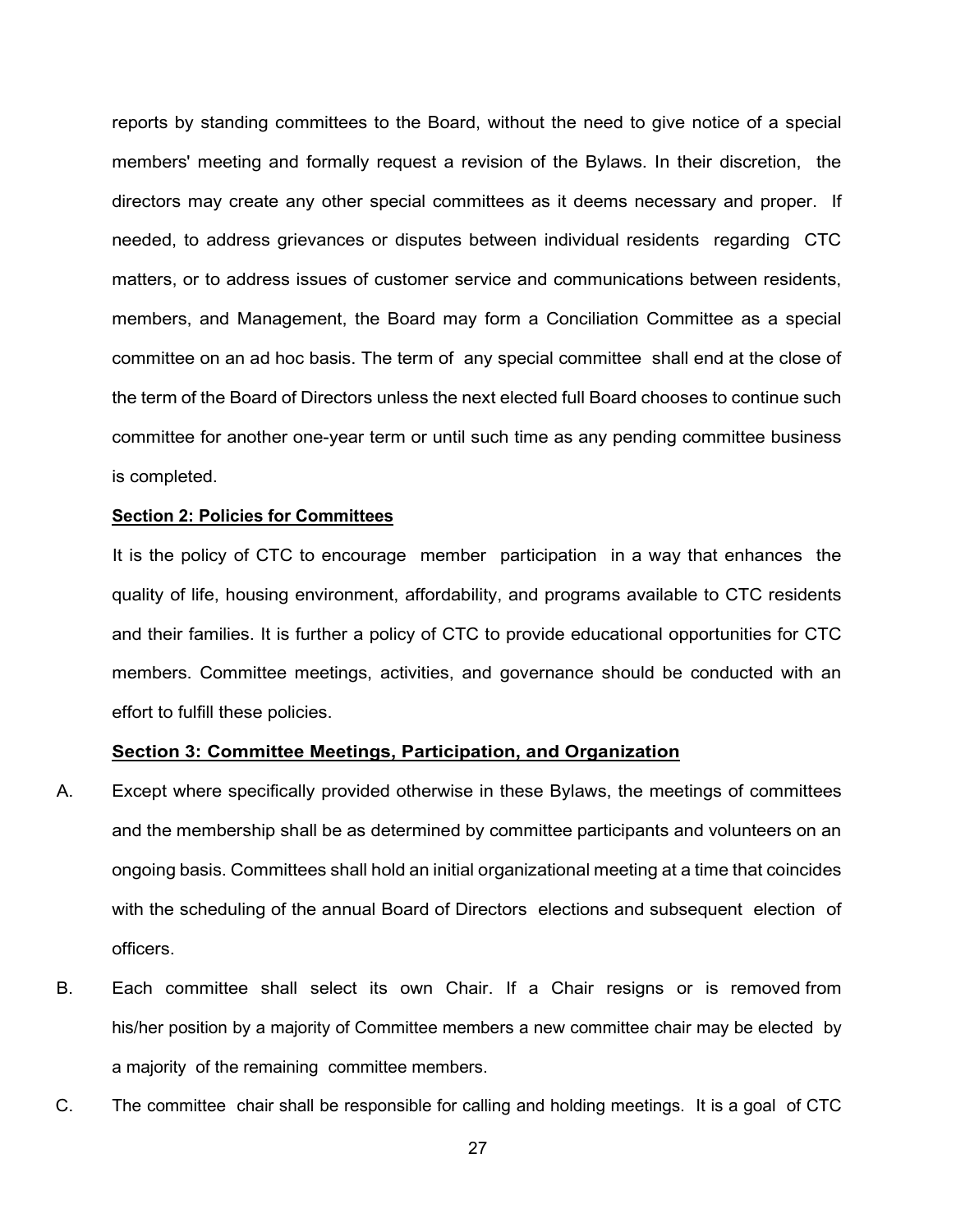reports by standing committees to the Board, without the need to give notice of a special members' meeting and formally request a revision of the Bylaws. In their discretion, the directors may create any other special committees as it deems necessary and proper. If needed, to address grievances or disputes between individual residents regarding CTC matters, or to address issues of customer service and communications between residents, members, and Management, the Board may form a Conciliation Committee as a special committee on an ad hoc basis. The term of any special committee shall end at the close of the term of the Board of Directors unless the next elected full Board chooses to continue such committee for another one-year term or until such time as any pending committee business is completed.

**Section 2: Policies for Committees**

It is the policy of CTC to encourage member participation in a way that enhances the quality of life, housing environment, affordability, and programs available to CTC residents and their families. It is further a policy of CTC to provide educational opportunities for CTC members. Committee meetings, activities, and governance should be conducted with an effort to fulfill these policies.

**Section 3: Committee Meetings, Participation, and Organization**

A. Except where specifically provided otherwise in these Bylaws, the meetings of committees and the membership shall be as determined by committee participants and volunteers on an ongoing basis. Committees shall hold an initial organizational meeting at a time that coincides with the scheduling of the annual Board of Directors elections and subsequent election of officers.

B. Each committee shall select its own Chair. If a Chair resigns or is removed from his/her position by a majority of Committee members a new committee chair may be elected by a majority of the remaining committee members.

C. The committee chair shall be responsible for calling and holding meetings. It is a goal of CTC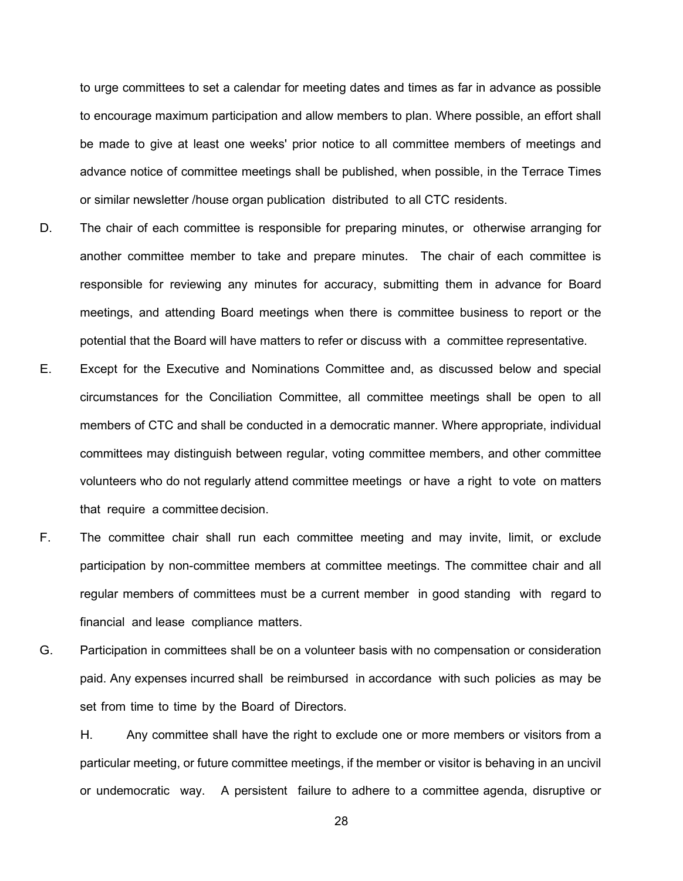to urge committees to set a calendar for meeting dates and times as far in advance as possible to encourage maximum participation and allow members to plan. Where possible, an effort shall be made to give at least one weeks' prior notice to all committee members of meetings and advance notice of committee meetings shall be published, when possible, in the Terrace Times or similar newsletter /house organ publication distributed to all CTC residents.

D. The chair of each committee is responsible for preparing minutes, or otherwise arranging for another committee member to take and prepare minutes. The chair of each committee is responsible for reviewing any minutes for accuracy, submitting them in advance for Board meetings, and attending Board meetings when there is committee business to report or the potential that the Board will have matters to refer or discuss with a committee representative.

E. Except for the Executive and Nominations Committee and, as discussed below and special circumstances for the Conciliation Committee, all committee meetings shall be open to all members of CTC and shall be conducted in a democratic manner. Where appropriate, individual committees may distinguish between regular, voting committee members, and other committee volunteers who do not regularly attend committee meetings or have a right to vote on matters that require a committee decision.

F. The committee chair shall run each committee meeting and may invite, limit, or exclude participation by non-committee members at committee meetings. The committee chair and all regular members of committees must be a current member in good standing with regard to financial and lease compliance matters.

G. Participation in committees shall be on a volunteer basis with no compensation or consideration paid. Any expenses incurred shall be reimbursed in accordance with such policies as may be set from time to time by the Board of Directors.

H. Any committee shall have the right to exclude one or more members or visitors from a particular meeting, or future committee meetings, if the member or visitor is behaving in an uncivil or undemocratic way. A persistent failure to adhere to a committee agenda, disruptive or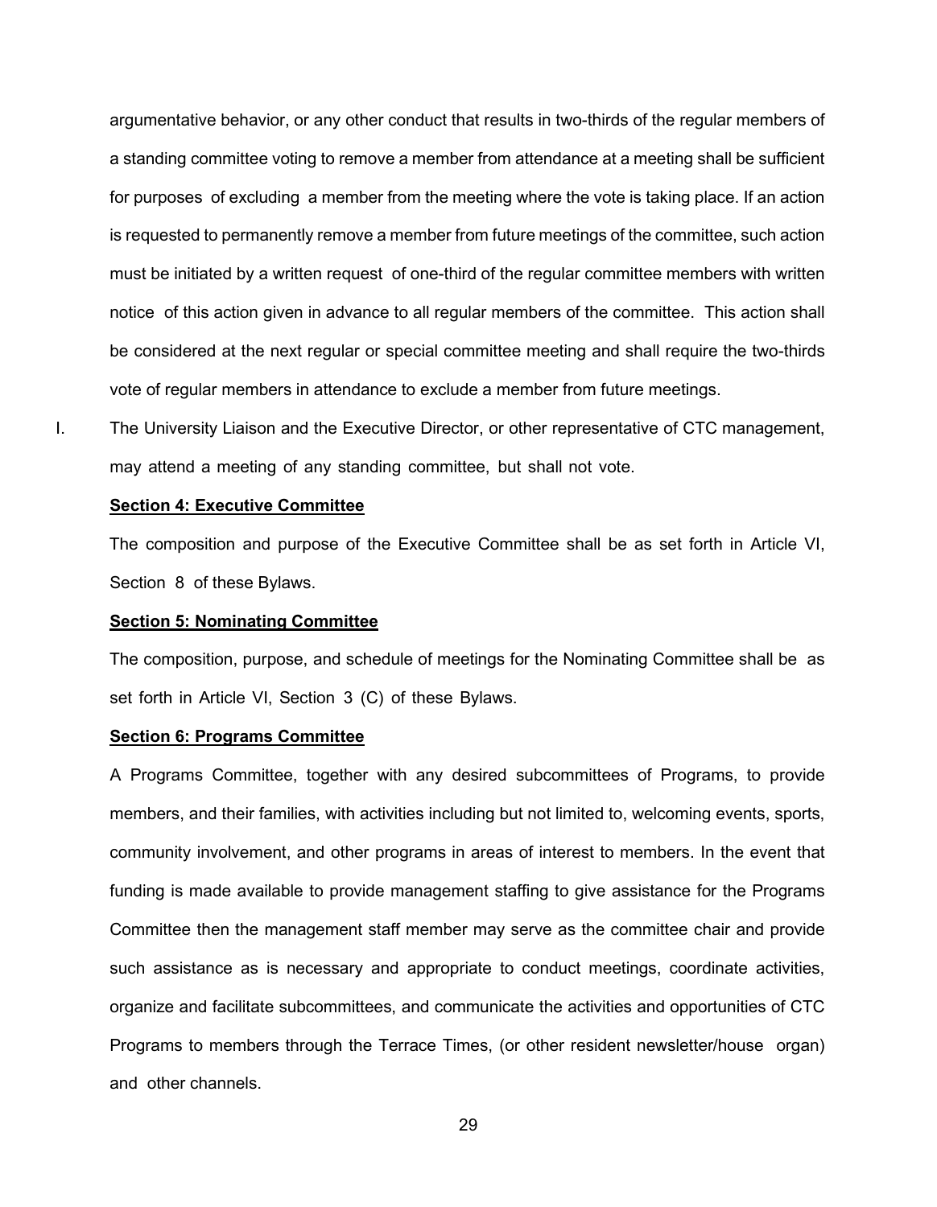argumentative behavior, or any other conduct that results in two-thirds of the regular members of a standing committee voting to remove a member from attendance at a meeting shall be sufficient for purposes of excluding a member from the meeting where the vote is taking place. If an action is requested to permanently remove a member from future meetings of the committee, such action must be initiated by a written request of one-third of the regular committee members with written notice of this action given in advance to all regular members of the committee. This action shall be considered at the next regular or special committee meeting and shall require the two-thirds vote of regular members in attendance to exclude a member from future meetings.

I. The University Liaison and the Executive Director, or other representative of CTC management, may attend a meeting of any standing committee, but shall not vote.

**Section 4: Executive Committee**

The composition and purpose of the Executive Committee shall be as set forth in Article VI, Section 8 of these Bylaws.

**Section 5: Nominating Committee**

The composition, purpose, and schedule of meetings for the Nominating Committee shall be as set forth in Article VI, Section 3 (C) of these Bylaws.

**Section 6: Programs Committee**

A Programs Committee, together with any desired subcommittees of Programs, to provide members, and their families, with activities including but not limited to, welcoming events, sports, community involvement, and other programs in areas of interest to members. In the event that funding is made available to provide management staffing to give assistance for the Programs Committee then the management staff member may serve as the committee chair and provide such assistance as is necessary and appropriate to conduct meetings, coordinate activities, organize and facilitate subcommittees, and communicate the activities and opportunities of CTC Programs to members through the Terrace Times, (or other resident newsletter/house organ) and other channels.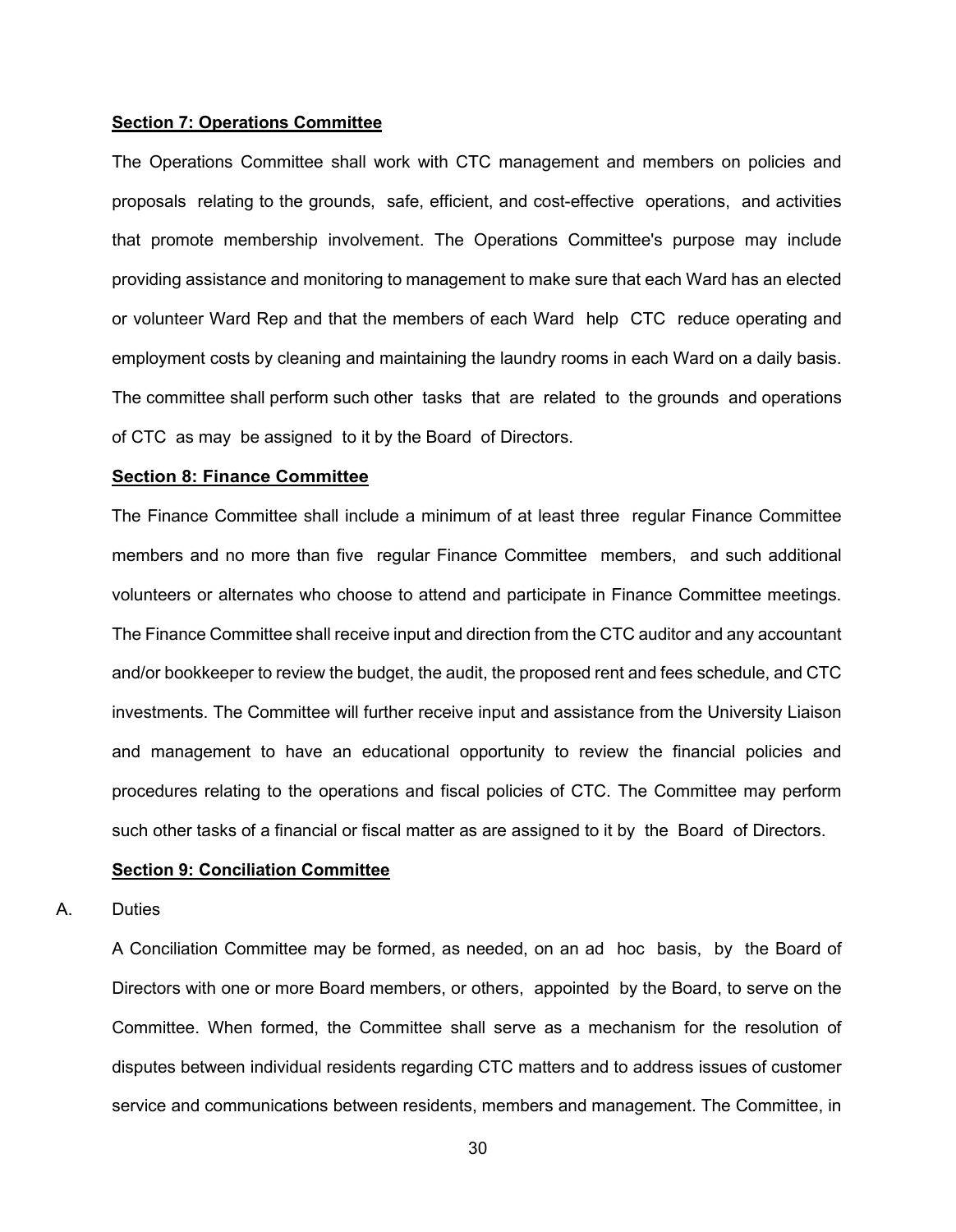**Section 7: Operations Committee**

The Operations Committee shall work with CTC management and members on policies and proposals relating to the grounds, safe, efficient, and cost-effective operations, and activities that promote membership involvement. The Operations Committee's purpose may include providing assistance and monitoring to management to make sure that each Ward has an elected or volunteer Ward Rep and that the members of each Ward help CTC reduce operating and employment costs by cleaning and maintaining the laundry rooms in each Ward on a daily basis. The committee shall perform such other tasks that are related to the grounds and operations of CTC as may be assigned to it by the Board of Directors.

**Section 8: Finance Committee**

The Finance Committee shall include a minimum of at least three regular Finance Committee members and no more than five regular Finance Committee members, and such additional volunteers or alternates who choose to attend and participate in Finance Committee meetings. The Finance Committee shall receive input and direction from the CTC auditor and any accountant and/or bookkeeper to review the budget, the audit, the proposed rent and fees schedule, and CTC investments. The Committee will further receive input and assistance from the University Liaison and management to have an educational opportunity to review the financial policies and procedures relating to the operations and fiscal policies of CTC. The Committee may perform such other tasks of a financial or fiscal matter as are assigned to it by the Board of Directors.

**Section 9: Conciliation Committee**

A. Duties

A Conciliation Committee may be formed, as needed, on an ad hoc basis, by the Board of Directors with one or more Board members, or others, appointed by the Board, to serve on the Committee. When formed, the Committee shall serve as a mechanism for the resolution of disputes between individual residents regarding CTC matters and to address issues of customer service and communications between residents, members and management. The Committee, in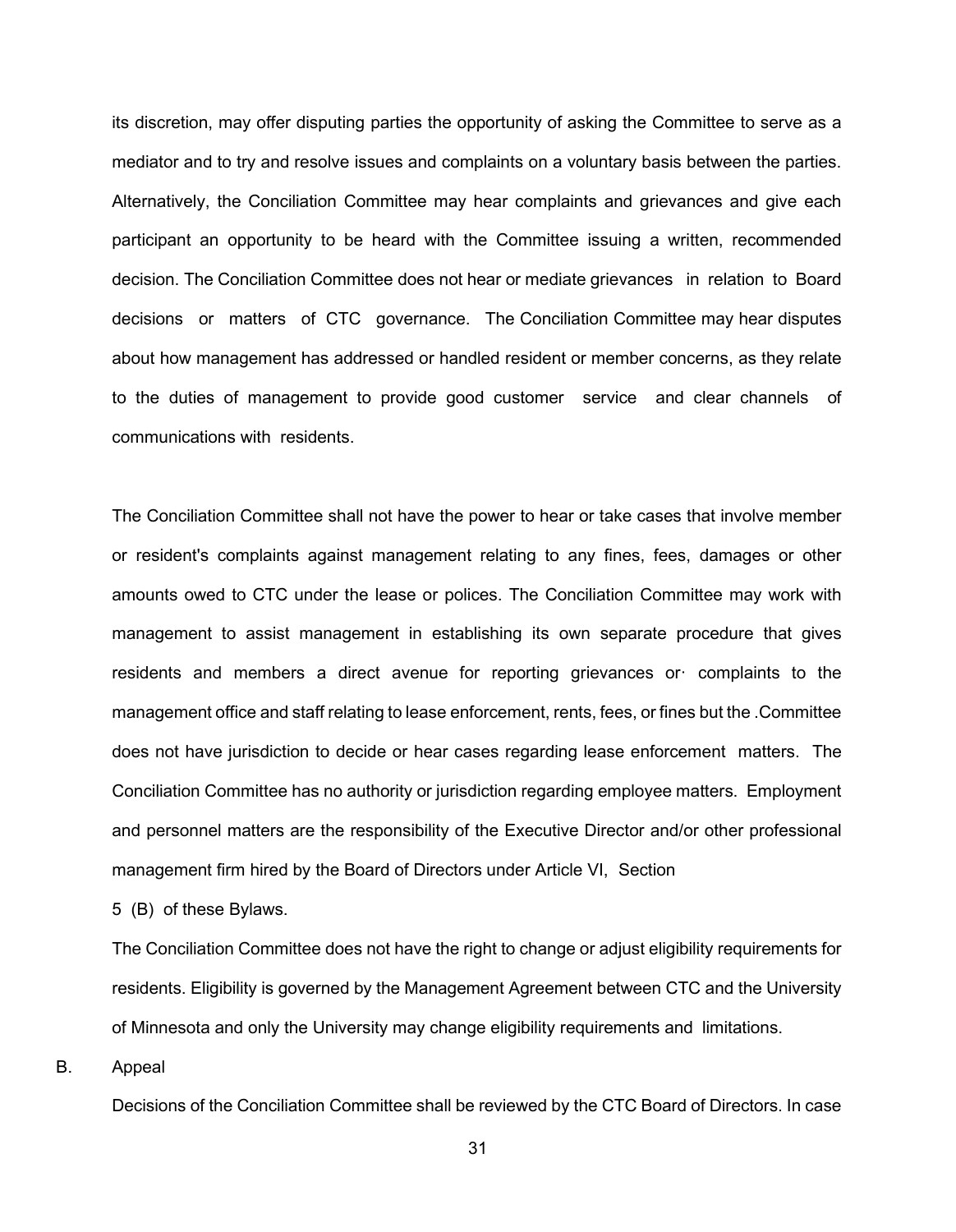its discretion, may offer disputing parties the opportunity of asking the Committee to serve as a mediator and to try and resolve issues and complaints on a voluntary basis between the parties. Alternatively, the Conciliation Committee may hear complaints and grievances and give each participant an opportunity to be heard with the Committee issuing a written, recommended decision. The Conciliation Committee does not hear or mediate grievances in relation to Board decisions or matters of CTC governance. The Conciliation Committee may hear disputes about how management has addressed or handled resident or member concerns, as they relate to the duties of management to provide good customer service and clear channels of communications with residents.

The Conciliation Committee shall not have the power to hear or take cases that involve member or resident's complaints against management relating to any fines, fees, damages or other amounts owed to CTC under the lease or polices. The Conciliation Committee may work with management to assist management in establishing its own separate procedure that gives residents and members a direct avenue for reporting grievances or· complaints to the management office and staff relating to lease enforcement, rents, fees, or fines but the .Committee does not have jurisdiction to decide or hear cases regarding lease enforcement matters. The Conciliation Committee has no authority or jurisdiction regarding employee matters. Employment and personnel matters are the responsibility of the Executive Director and/or other professional management firm hired by the Board of Directors under Article VI, Section 5 (B) of these Bylaws.

The Conciliation Committee does not have the right to change or adjust eligibility requirements for residents. Eligibility is governed by the Management Agreement between CTC and the University of Minnesota and only the University may change eligibility requirements and limitations.

B. Appeal

Decisions of the Conciliation Committee shall be reviewed by the CTC Board of Directors. In case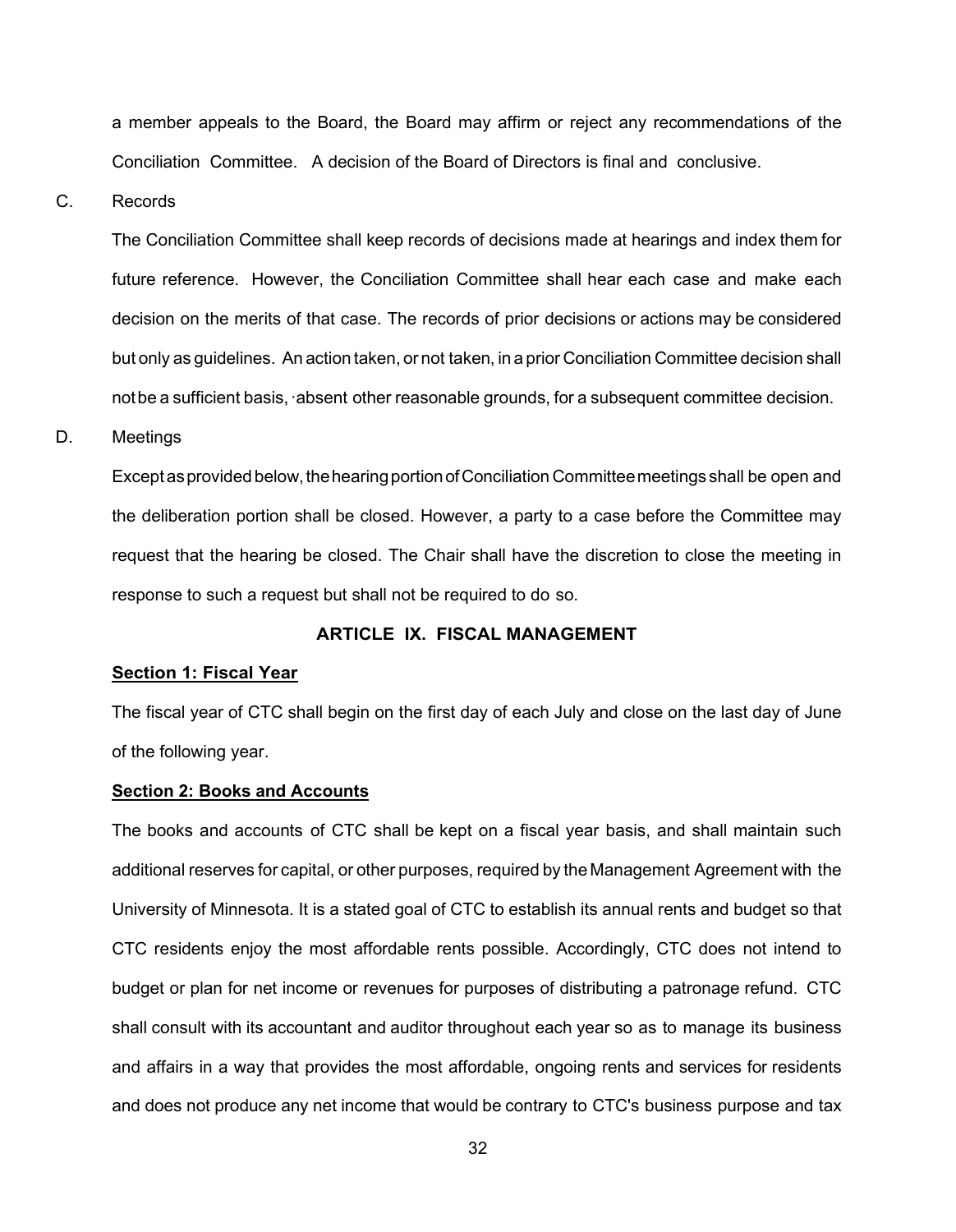a member appeals to the Board, the Board may affirm or reject any recommendations of the Conciliation Committee. A decision of the Board of Directors is final and conclusive.

C. Records

The Conciliation Committee shall keep records of decisions made at hearings and index them for future reference. However, the Conciliation Committee shall hear each case and make each decision on the merits of that case. The records of prior decisions or actions may be considered but only as guidelines. An action taken, or not taken, in a prior Conciliation Committee decision shall not be a sufficient basis, ·absent other reasonable grounds, for a subsequent committee decision.

D. Meetings

Except as provided below, the hearing portion of Conciliation Committee meetings shall be open and the deliberation portion shall be closed. However, a party to a case before the Committee may request that the hearing be closed. The Chair shall have the discretion to close the meeting in response to such a request but shall not be required to do so.

## ARTICLE IX. FISCAL MANAGEMENT

**Section 1: Fiscal Year**

The fiscal year of CTC shall begin on the first day of each July and close on the last day of June of the following year.

**Section 2: Books and Accounts**

The books and accounts of CTC shall be kept on a fiscal year basis, and shall maintain such additional reserves for capital, or other purposes, required by the Management Agreement with the University of Minnesota. It is a stated goal of CTC to establish its annual rents and budget so that CTC residents enjoy the most affordable rents possible. Accordingly, CTC does not intend to budget or plan for net income or revenues for purposes of distributing a patronage refund. CTC shall consult with its accountant and auditor throughout each year so as to manage its business and affairs in a way that provides the most affordable, ongoing rents and services for residents and does not produce any net income that would be contrary to CTC's business purpose and tax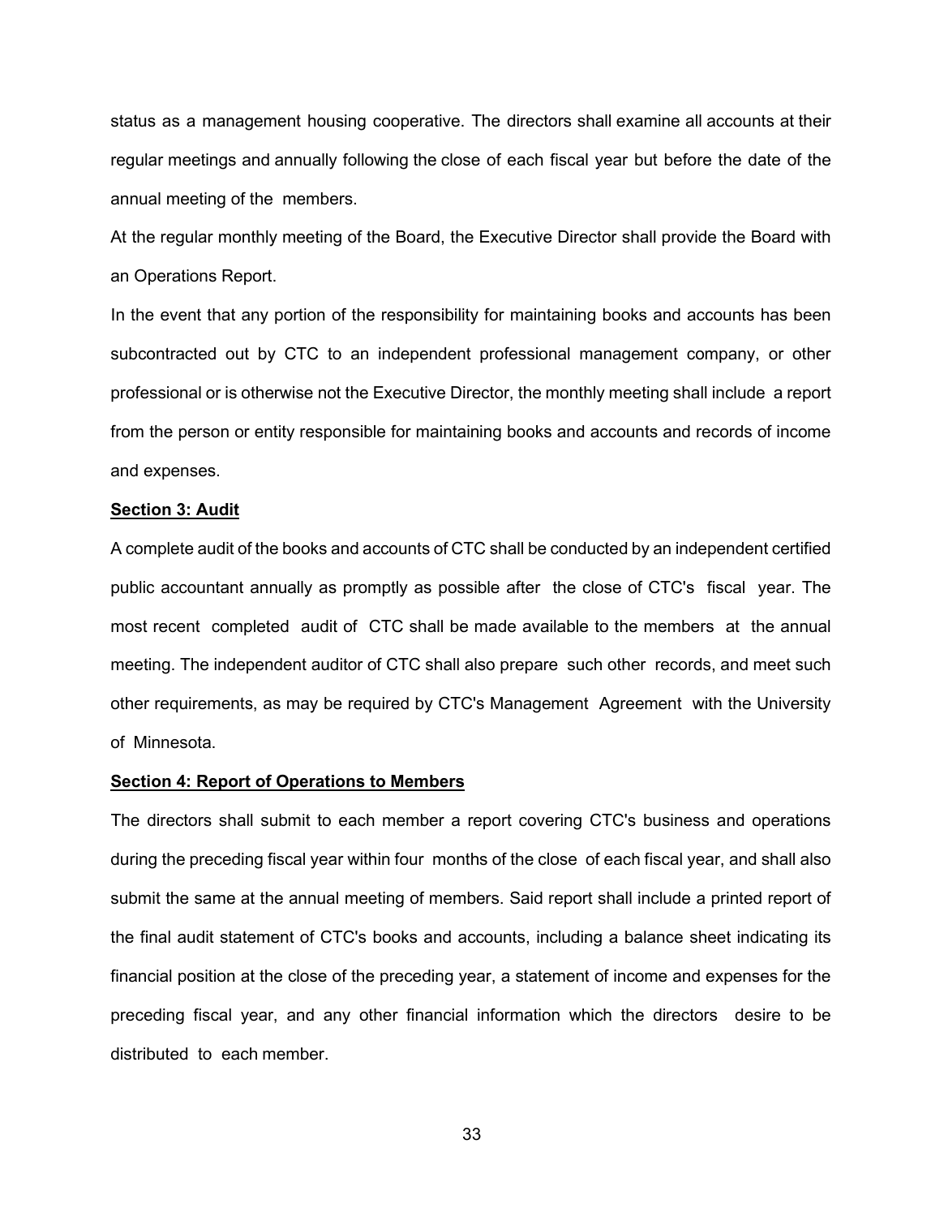status as a management housing cooperative. The directors shall examine all accounts at their regular meetings and annually following the close of each fiscal year but before the date of the annual meeting of the members.

At the regular monthly meeting of the Board, the Executive Director shall provide the Board with an Operations Report.

In the event that any portion of the responsibility for maintaining books and accounts has been subcontracted out by CTC to an independent professional management company, or other professional or is otherwise not the Executive Director, the monthly meeting shall include a report from the person or entity responsible for maintaining books and accounts and records of income and expenses.

**Section 3: Audit**

A complete audit of the books and accounts of CTC shall be conducted by an independent certified public accountant annually as promptly as possible after the close of CTC's fiscal year. The most recent completed audit of CTC shall be made available to the members at the annual meeting. The independent auditor of CTC shall also prepare such other records, and meet such other requirements, as may be required by CTC's Management Agreement with the University of Minnesota.

**Section 4: Report of Operations to Members**

The directors shall submit to each member a report covering CTC's business and operations during the preceding fiscal year within four months of the close of each fiscal year, and shall also submit the same at the annual meeting of members. Said report shall include a printed report of the final audit statement of CTC's books and accounts, including a balance sheet indicating its financial position at the close of the preceding year, a statement of income and expenses for the preceding fiscal year, and any other financial information which the directors desire to be distributed to each member.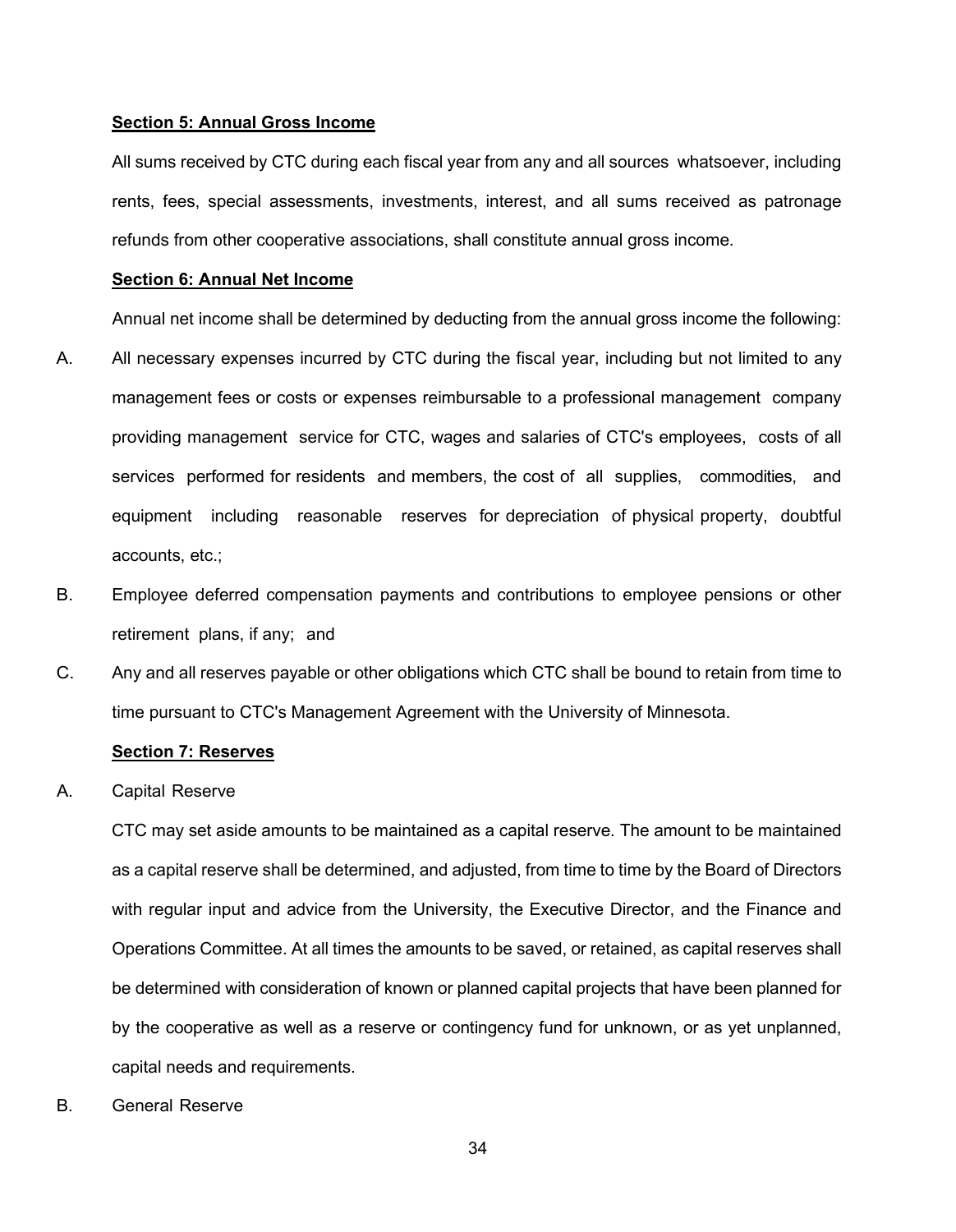**Section 5: Annual Gross Income**

All sums received by CTC during each fiscal year from any and all sources whatsoever, including rents, fees, special assessments, investments, interest, and all sums received as patronage refunds from other cooperative associations, shall constitute annual gross income.

**Section 6: Annual Net Income**

Annual net income shall be determined by deducting from the annual gross income the following:

A. All necessary expenses incurred by CTC during the fiscal year, including but not limited to any management fees or costs or expenses reimbursable to a professional management company providing management service for CTC, wages and salaries of CTC's employees, costs of all services performed for residents and members, the cost of all supplies, commodities, and equipment including reasonable reserves for depreciation of physical property, doubtful accounts, etc.;

B. Employee deferred compensation payments and contributions to employee pensions or other retirement plans, if any; and

C. Any and all reserves payable or other obligations which CTC shall be bound to retain from time to time pursuant to CTC's Management Agreement with the University of Minnesota.

**Section 7: Reserves**

A. Capital Reserve

CTC may set aside amounts to be maintained as a capital reserve. The amount to be maintained as a capital reserve shall be determined, and adjusted, from time to time by the Board of Directors with regular input and advice from the University, the Executive Director, and the Finance and Operations Committee. At all times the amounts to be saved, or retained, as capital reserves shall be determined with consideration of known or planned capital projects that have been planned for by the cooperative as well as a reserve or contingency fund for unknown, or as yet unplanned, capital needs and requirements.

B. General Reserve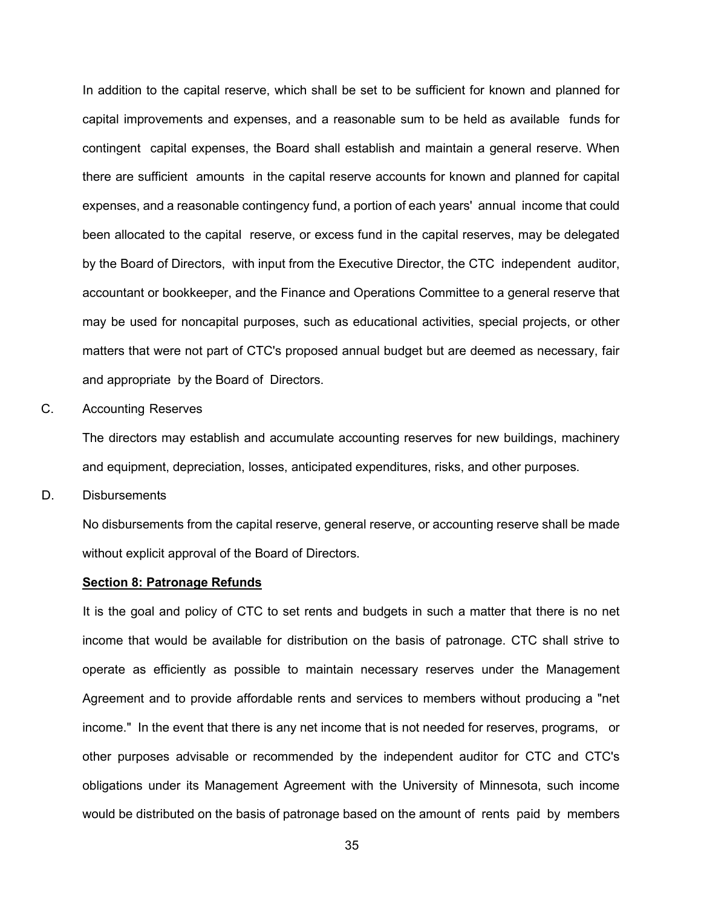In addition to the capital reserve, which shall be set to be sufficient for known and planned for capital improvements and expenses, and a reasonable sum to be held as available funds for contingent capital expenses, the Board shall establish and maintain a general reserve. When there are sufficient amounts in the capital reserve accounts for known and planned for capital expenses, and a reasonable contingency fund, a portion of each years' annual income that could been allocated to the capital reserve, or excess fund in the capital reserves, may be delegated by the Board of Directors, with input from the Executive Director, the CTC independent auditor, accountant or bookkeeper, and the Finance and Operations Committee to a general reserve that may be used for noncapital purposes, such as educational activities, special projects, or other matters that were not part of CTC's proposed annual budget but are deemed as necessary, fair and appropriate by the Board of Directors.

C. Accounting Reserves

The directors may establish and accumulate accounting reserves for new buildings, machinery and equipment, depreciation, losses, anticipated expenditures, risks, and other purposes.

D. Disbursements

No disbursements from the capital reserve, general reserve, or accounting reserve shall be made without explicit approval of the Board of Directors.

**Section 8: Patronage Refunds**

It is the goal and policy of CTC to set rents and budgets in such a matter that there is no net income that would be available for distribution on the basis of patronage. CTC shall strive to operate as efficiently as possible to maintain necessary reserves under the Management Agreement and to provide affordable rents and services to members without producing a "net income." In the event that there is any net income that is not needed for reserves, programs, or other purposes advisable or recommended by the independent auditor for CTC and CTC's obligations under its Management Agreement with the University of Minnesota, such income would be distributed on the basis of patronage based on the amount of rents paid by members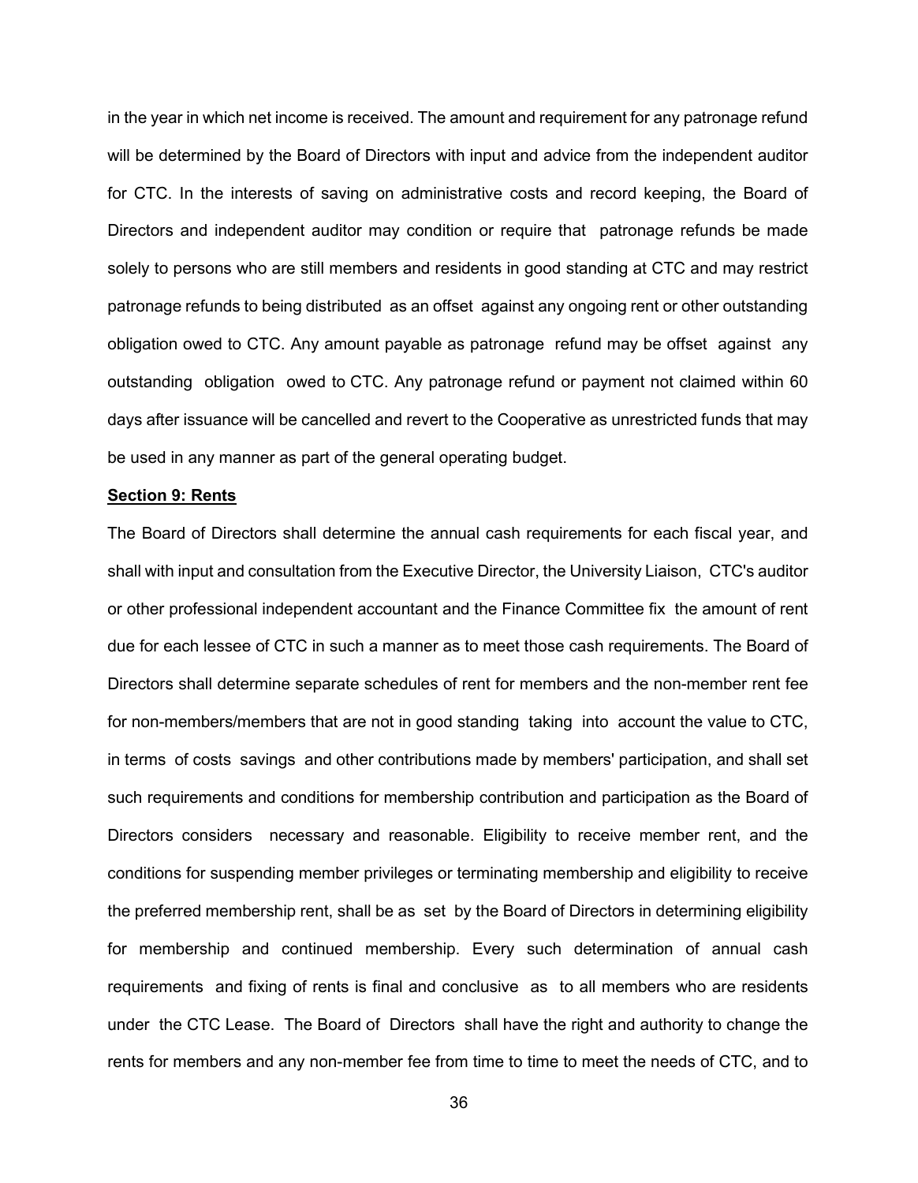in the year in which net income is received. The amount and requirement for any patronage refund will be determined by the Board of Directors with input and advice from the independent auditor for CTC. In the interests of saving on administrative costs and record keeping, the Board of Directors and independent auditor may condition or require that patronage refunds be made solely to persons who are still members and residents in good standing at CTC and may restrict patronage refunds to being distributed as an offset against any ongoing rent or other outstanding obligation owed to CTC. Any amount payable as patronage refund may be offset against any outstanding obligation owed to CTC. Any patronage refund or payment not claimed within 60 days after issuance will be cancelled and revert to the Cooperative as unrestricted funds that may be used in any manner as part of the general operating budget.

**Section 9: Rents**

The Board of Directors shall determine the annual cash requirements for each fiscal year, and shall with input and consultation from the Executive Director, the University Liaison, CTC's auditor or other professional independent accountant and the Finance Committee fix the amount of rent due for each lessee of CTC in such a manner as to meet those cash requirements. The Board of Directors shall determine separate schedules of rent for members and the non-member rent fee for non-members/members that are not in good standing taking into account the value to CTC, in terms of costs savings and other contributions made by members' participation, and shall set such requirements and conditions for membership contribution and participation as the Board of Directors considers necessary and reasonable. Eligibility to receive member rent, and the conditions for suspending member privileges or terminating membership and eligibility to receive the preferred membership rent, shall be as set by the Board of Directors in determining eligibility for membership and continued membership. Every such determination of annual cash requirements and fixing of rents is final and conclusive as to all members who are residents under the CTC Lease. The Board of Directors shall have the right and authority to change the rents for members and any non-member fee from time to time to meet the needs of CTC, and to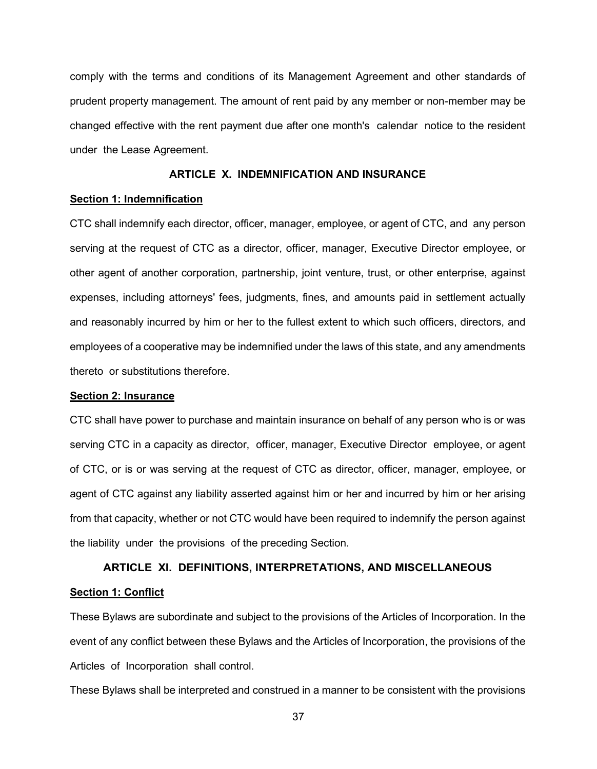comply with the terms and conditions of its Management Agreement and other standards of prudent property management. The amount of rent paid by any member or non-member may be changed effective with the rent payment due after one month's calendar notice to the resident under the Lease Agreement.

## ARTICLE X. INDEMNIFICATION AND INSURANCE

**Section 1: Indemnification**

CTC shall indemnify each director, officer, manager, employee, or agent of CTC, and any person serving at the request of CTC as a director, officer, manager, Executive Director employee, or other agent of another corporation, partnership, joint venture, trust, or other enterprise, against expenses, including attorneys' fees, judgments, fines, and amounts paid in settlement actually and reasonably incurred by him or her to the fullest extent to which such officers, directors, and employees of a cooperative may be indemnified under the laws of this state, and any amendments thereto or substitutions therefore.

**Section 2: Insurance**

CTC shall have power to purchase and maintain insurance on behalf of any person who is or was serving CTC in a capacity as director, officer, manager, Executive Director employee, or agent of CTC, or is or was serving at the request of CTC as director, officer, manager, employee, or agent of CTC against any liability asserted against him or her and incurred by him or her arising from that capacity, whether or not CTC would have been required to indemnify the person against the liability under the provisions of the preceding Section.

## ARTICLE XI. DEFINITIONS, INTERPRETATIONS, AND MISCELLANEOUS

**Section 1: Conflict**

These Bylaws are subordinate and subject to the provisions of the Articles of Incorporation. In the event of any conflict between these Bylaws and the Articles of Incorporation, the provisions of the Articles of Incorporation shall control.

These Bylaws shall be interpreted and construed in a manner to be consistent with the provisions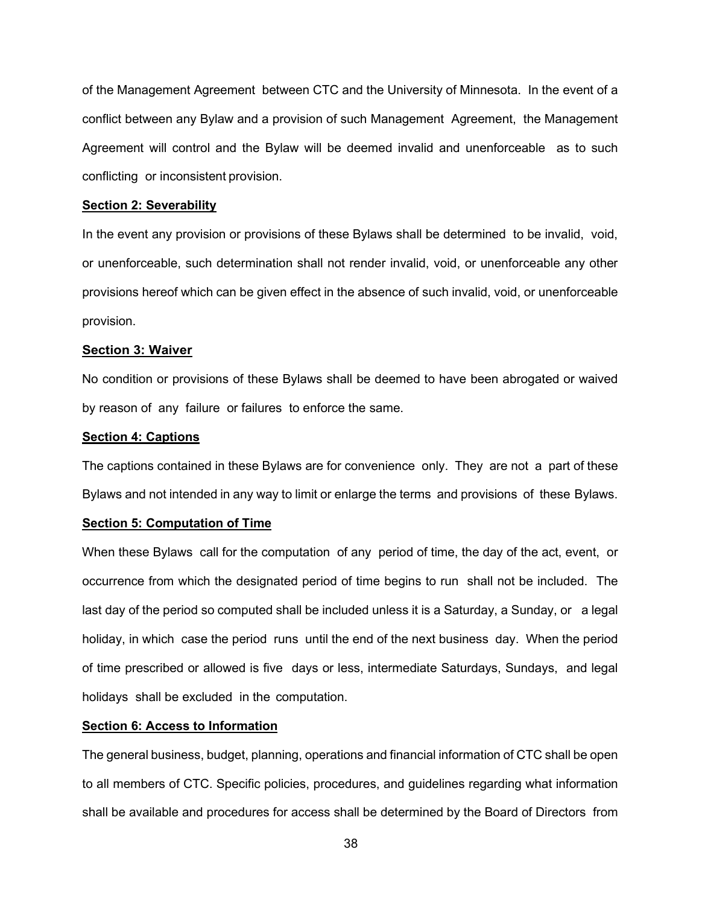of the Management Agreement between CTC and the University of Minnesota. In the event of a conflict between any Bylaw and a provision of such Management Agreement, the Management Agreement will control and the Bylaw will be deemed invalid and unenforceable as to such conflicting or inconsistent provision.

**Section 2: Severability**

In the event any provision or provisions of these Bylaws shall be determined to be invalid, void, or unenforceable, such determination shall not render invalid, void, or unenforceable any other provisions hereof which can be given effect in the absence of such invalid, void, or unenforceable provision.

**Section 3: Waiver**

No condition or provisions of these Bylaws shall be deemed to have been abrogated or waived by reason of any failure or failures to enforce the same.

**Section 4: Captions**

The captions contained in these Bylaws are for convenience only. They are not a part of these Bylaws and not intended in any way to limit or enlarge the terms and provisions of these Bylaws.

**Section 5: Computation of Time**

When these Bylaws call for the computation of any period of time, the day of the act, event, or occurrence from which the designated period of time begins to run shall not be included. The last day of the period so computed shall be included unless it is a Saturday, a Sunday, or a legal holiday, in which case the period runs until the end of the next business day. When the period of time prescribed or allowed is five days or less, intermediate Saturdays, Sundays, and legal holidays shall be excluded in the computation.

**Section 6: Access to Information**

The general business, budget, planning, operations and financial information of CTC shall be open to all members of CTC. Specific policies, procedures, and guidelines regarding what information shall be available and procedures for access shall be determined by the Board of Directors from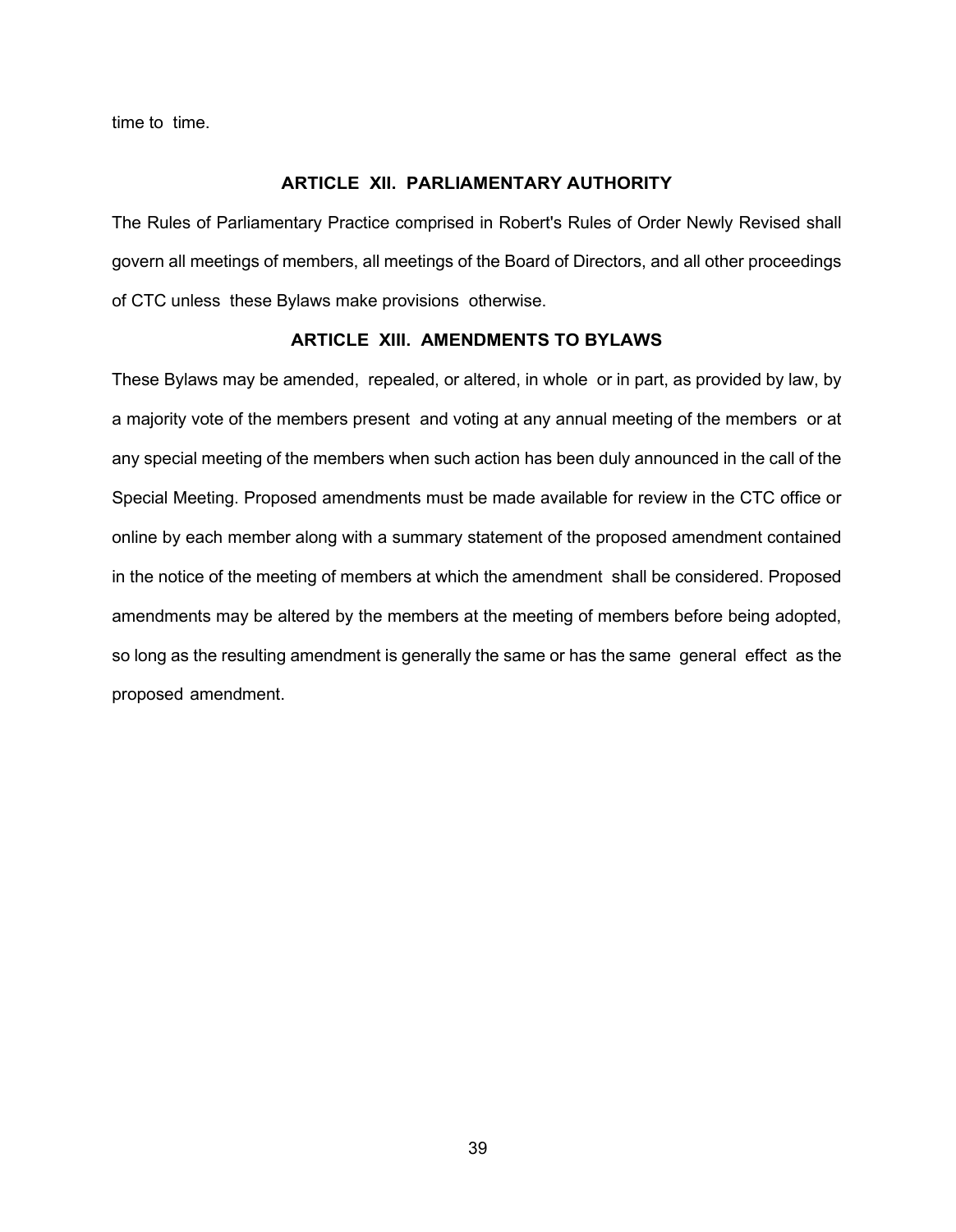time to time.

## ARTICLE XII. PARLIAMENTARY AUTHORITY

The Rules of Parliamentary Practice comprised in Robert's Rules of Order Newly Revised shall govern all meetings of members, all meetings of the Board of Directors, and all other proceedings of CTC unless these Bylaws make provisions otherwise.

## ARTICLE XIII. AMENDMENTS TO BYLAWS

These Bylaws may be amended, repealed, or altered, in whole or in part, as provided by law, by a majority vote of the members present and voting at any annual meeting of the members or at any special meeting of the members when such action has been duly announced in the call of the Special Meeting. Proposed amendments must be made available for review in the CTC office or online by each member along with a summary statement of the proposed amendment contained in the notice of the meeting of members at which the amendment shall be considered. Proposed amendments may be altered by the members at the meeting of members before being adopted, so long as the resulting amendment is generally the same or has the same general effect as the proposed amendment.